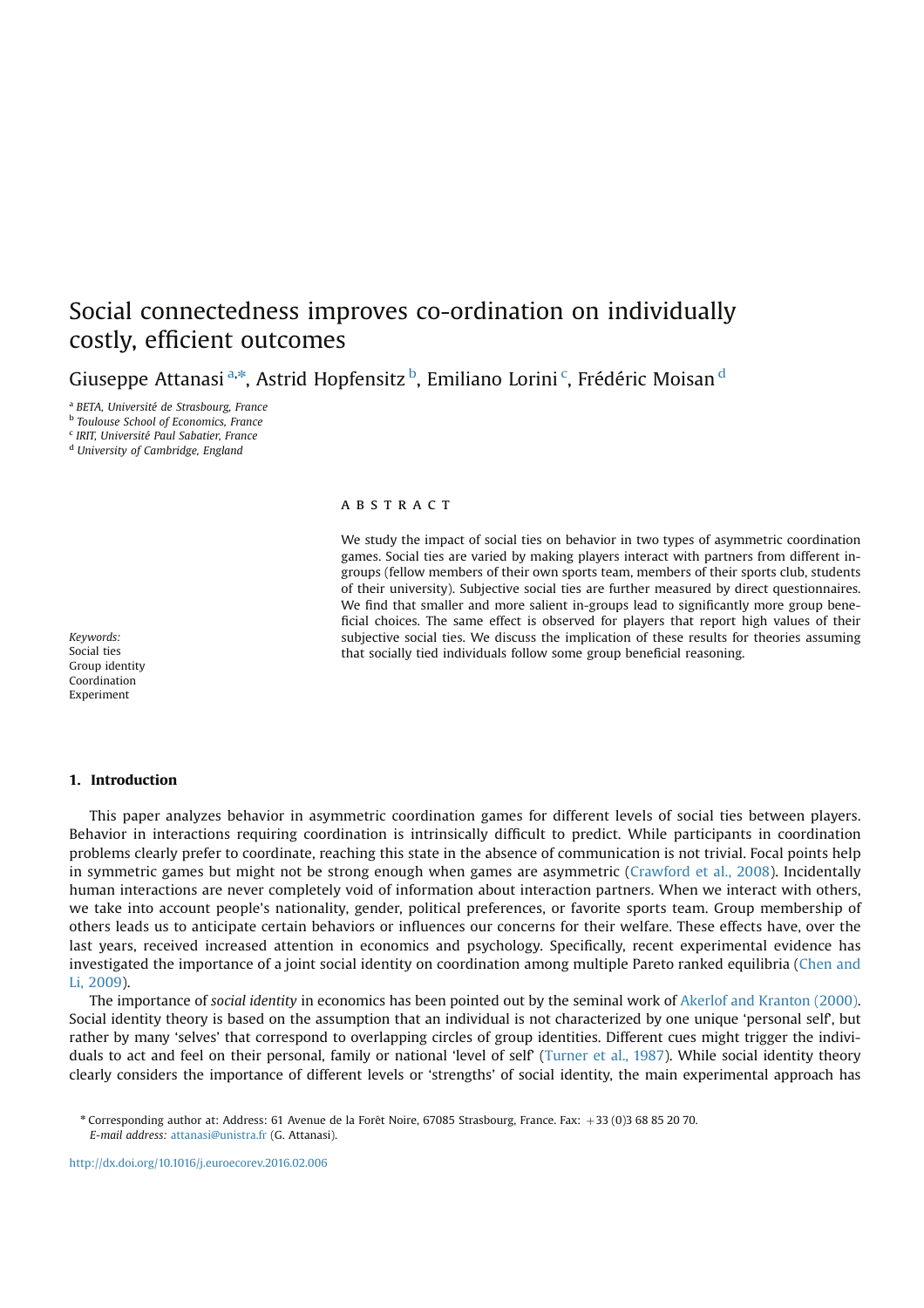# Social connectedness improves co-ordination on individually costly, efficient outcomes

Giuseppe Attanasi [a,*], Astrid Hopfensitz [b], Emiliano Lorini [c], Frédéric Moisan [d]

[a] BETA, Université de Strasbourg, France
[b] Toulouse School of Economics, France
[c] IRIT, Université Paul Sabatier, France
[d] University of Cambridge, England

## ABSTRACT

We study the impact of social ties on behavior in two types of asymmetric coordination games. Social ties are varied by making players interact with partners from different in-groups (fellow members of their own sports team, members of their sports club, students of their university). Subjective social ties are further measured by direct questionnaires. We find that smaller and more salient in-groups lead to significantly more group beneficial choices. The same effect is observed for players that report high values of their subjective social ties. We discuss the implication of these results for theories assuming that socially tied individuals follow some group beneficial reasoning.

*Keywords:*
Social ties
Group identity
Coordination
Experiment

## 1. Introduction

This paper analyzes behavior in asymmetric coordination games for different levels of social ties between players. Behavior in interactions requiring coordination is intrinsically difficult to predict. While participants in coordination problems clearly prefer to coordinate, reaching this state in the absence of communication is not trivial. Focal points help in symmetric games but might not be strong enough when games are asymmetric (Crawford et al., 2008). Incidentally human interactions are never completely void of information about interaction partners. When we interact with others, we take into account people's nationality, gender, political preferences, or favorite sports team. Group membership of others leads us to anticipate certain behaviors or influences our concerns for their welfare. These effects have, over the last years, received increased attention in economics and psychology. Specifically, recent experimental evidence has investigated the importance of a joint social identity on coordination among multiple Pareto ranked equilibria (Chen and Li, 2009).

The importance of *social identity* in economics has been pointed out by the seminal work of Akerlof and Kranton (2000). Social identity theory is based on the assumption that an individual is not characterized by one unique 'personal self', but rather by many 'selves' that correspond to overlapping circles of group identities. Different cues might trigger the individuals to act and feel on their personal, family or national 'level of self' (Turner et al., 1987). While social identity theory clearly considers the importance of different levels or 'strengths' of social identity, the main experimental approach has

* Corresponding author at: Address: 61 Avenue de la Forêt Noire, 67085 Strasbourg, France. Fax: +33 (0)3 68 85 20 70.
*E-mail address:* attanasi@unistra.fr (G. Attanasi).

http://dx.doi.org/10.1016/j.euroecorev.2016.02.006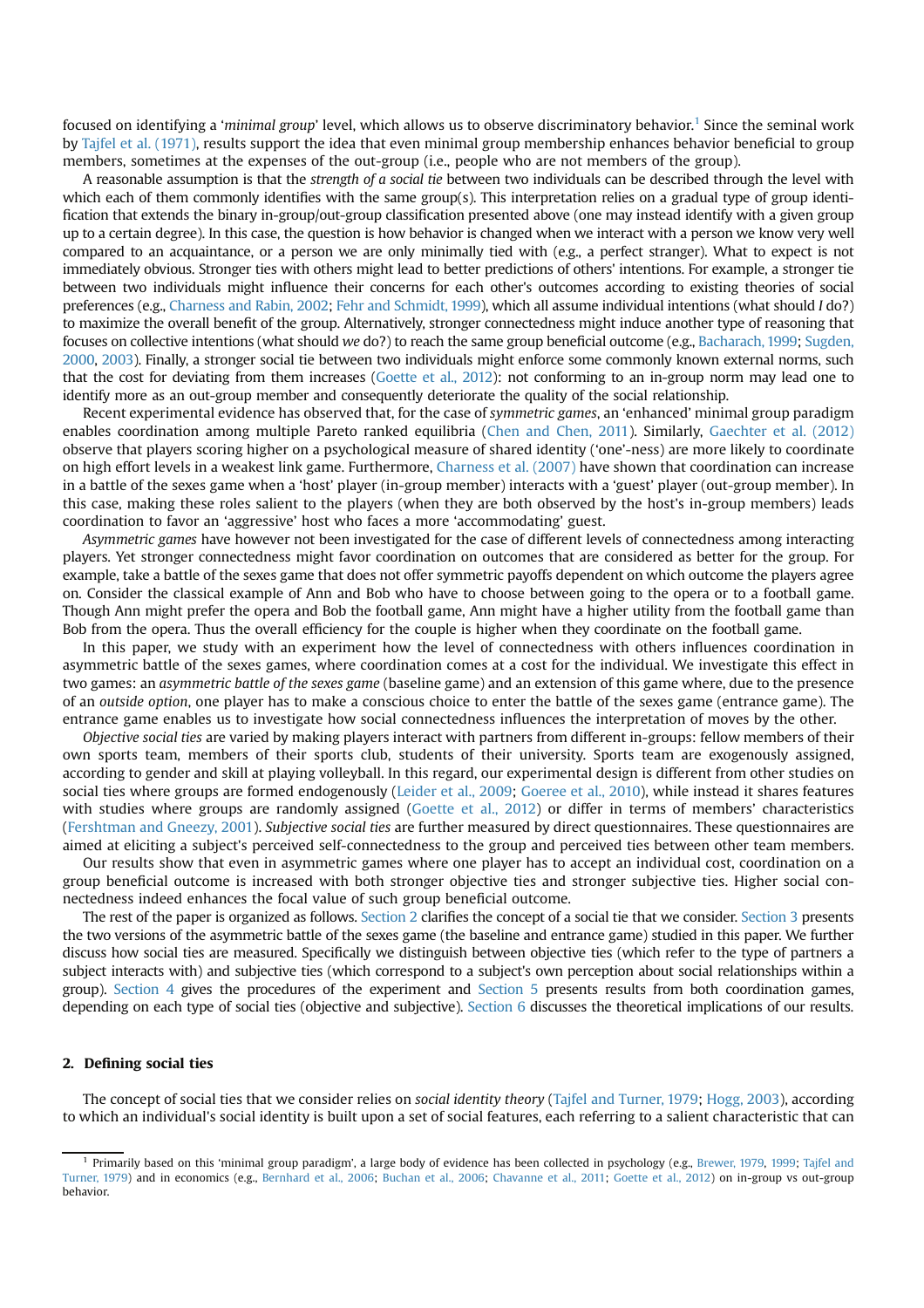focused on identifying a '*minimal group*' level, which allows us to observe discriminatory behavior.[1] Since the seminal work by Tajfel et al. (1971), results support the idea that even minimal group membership enhances behavior beneficial to group members, sometimes at the expenses of the out-group (i.e., people who are not members of the group).

A reasonable assumption is that the *strength of a social tie* between two individuals can be described through the level with which each of them commonly identifies with the same group(s). This interpretation relies on a gradual type of group identification that extends the binary in-group/out-group classification presented above (one may instead identify with a given group up to a certain degree). In this case, the question is how behavior is changed when we interact with a person we know very well compared to an acquaintance, or a person we are only minimally tied with (e.g., a perfect stranger). What to expect is not immediately obvious. Stronger ties with others might lead to better predictions of others' intentions. For example, a stronger tie between two individuals might influence their concerns for each other's outcomes according to existing theories of social preferences (e.g., Charness and Rabin, 2002; Fehr and Schmidt, 1999), which all assume individual intentions (what should *I* do?) to maximize the overall benefit of the group. Alternatively, stronger connectedness might induce another type of reasoning that focuses on collective intentions (what should *we* do?) to reach the same group beneficial outcome (e.g., Bacharach, 1999; Sugden, 2000, 2003). Finally, a stronger social tie between two individuals might enforce some commonly known external norms, such that the cost for deviating from them increases (Goette et al., 2012): not conforming to an in-group norm may lead one to identify more as an out-group member and consequently deteriorate the quality of the social relationship.

Recent experimental evidence has observed that, for the case of *symmetric games*, an 'enhanced' minimal group paradigm enables coordination among multiple Pareto ranked equilibria (Chen and Chen, 2011). Similarly, Gaechter et al. (2012) observe that players scoring higher on a psychological measure of shared identity ('one'-ness) are more likely to coordinate on high effort levels in a weakest link game. Furthermore, Charness et al. (2007) have shown that coordination can increase in a battle of the sexes game when a 'host' player (in-group member) interacts with a 'guest' player (out-group member). In this case, making these roles salient to the players (when they are both observed by the host's in-group members) leads coordination to favor an 'aggressive' host who faces a more 'accommodating' guest.

*Asymmetric games* have however not been investigated for the case of different levels of connectedness among interacting players. Yet stronger connectedness might favor coordination on outcomes that are considered as better for the group. For example, take a battle of the sexes game that does not offer symmetric payoffs dependent on which outcome the players agree on. Consider the classical example of Ann and Bob who have to choose between going to the opera or to a football game. Though Ann might prefer the opera and Bob the football game, Ann might have a higher utility from the football game than Bob from the opera. Thus the overall efficiency for the couple is higher when they coordinate on the football game.

In this paper, we study with an experiment how the level of connectedness with others influences coordination in asymmetric battle of the sexes games, where coordination comes at a cost for the individual. We investigate this effect in two games: an *asymmetric battle of the sexes game* (baseline game) and an extension of this game where, due to the presence of an *outside option*, one player has to make a conscious choice to enter the battle of the sexes game (entrance game). The entrance game enables us to investigate how social connectedness influences the interpretation of moves by the other.

*Objective social ties* are varied by making players interact with partners from different in-groups: fellow members of their own sports team, members of their sports club, students of their university. Sports team are exogenously assigned, according to gender and skill at playing volleyball. In this regard, our experimental design is different from other studies on social ties where groups are formed endogenously (Leider et al., 2009; Goeree et al., 2010), while instead it shares features with studies where groups are randomly assigned (Goette et al., 2012) or differ in terms of members' characteristics (Fershtman and Gneezy, 2001). *Subjective social ties* are further measured by direct questionnaires. These questionnaires are aimed at eliciting a subject's perceived self-connectedness to the group and perceived ties between other team members.

Our results show that even in asymmetric games where one player has to accept an individual cost, coordination on a group beneficial outcome is increased with both stronger objective ties and stronger subjective ties. Higher social connectedness indeed enhances the focal value of such group beneficial outcome.

The rest of the paper is organized as follows. Section 2 clarifies the concept of a social tie that we consider. Section 3 presents the two versions of the asymmetric battle of the sexes game (the baseline and entrance game) studied in this paper. We further discuss how social ties are measured. Specifically we distinguish between objective ties (which refer to the type of partners a subject interacts with) and subjective ties (which correspond to a subject's own perception about social relationships within a group). Section 4 gives the procedures of the experiment and Section 5 presents results from both coordination games, depending on each type of social ties (objective and subjective). Section 6 discusses the theoretical implications of our results.

## 2. Defining social ties

The concept of social ties that we consider relies on *social identity theory* (Tajfel and Turner, 1979; Hogg, 2003), according to which an individual's social identity is built upon a set of social features, each referring to a salient characteristic that can

[1] Primarily based on this 'minimal group paradigm', a large body of evidence has been collected in psychology (e.g., Brewer, 1979, 1999; Tajfel and Turner, 1979) and in economics (e.g., Bernhard et al., 2006; Buchan et al., 2006; Chavanne et al., 2011; Goette et al., 2012) on in-group vs out-group behavior.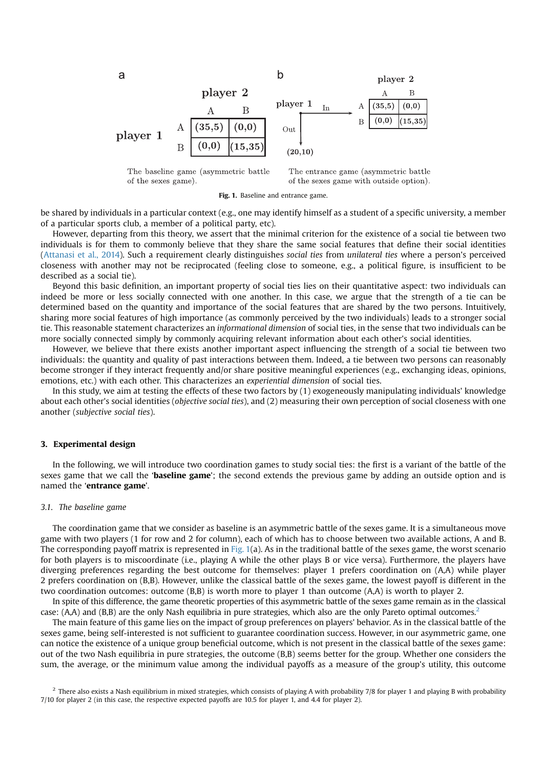**a**

| | | player 2 | |
|---|---|---|---|
| | | A | B |
| player 1 | A | (35,5) | (0,0) |
| | B | (0,0) | (15,35) |

The baseline game (asymmetric battle of the sexes game).

**b**

player 1: In → 

| | | player 2 | |
|---|---|---|---|
| | | A | B |
| | A | (35,5) | (0,0) |
| | B | (0,0) | (15,35) |

Out → (20,10)

The entrance game (asymmetric battle of the sexes game with outside option).

**Fig. 1.** Baseline and entrance game.

be shared by individuals in a particular context (e.g., one may identify himself as a student of a specific university, a member of a particular sports club, a member of a political party, etc).

However, departing from this theory, we assert that the minimal criterion for the existence of a social tie between two individuals is for them to commonly believe that they share the same social features that define their social identities (Attanasi et al., 2014). Such a requirement clearly distinguishes *social ties* from *unilateral ties* where a person's perceived closeness with another may not be reciprocated (feeling close to someone, e.g., a political figure, is insufficient to be described as a social tie).

Beyond this basic definition, an important property of social ties lies on their quantitative aspect: two individuals can indeed be more or less socially connected with one another. In this case, we argue that the strength of a tie can be determined based on the quantity and importance of the social features that are shared by the two persons. Intuitively, sharing more social features of high importance (as commonly perceived by the two individuals) leads to a stronger social tie. This reasonable statement characterizes an *informational dimension* of social ties, in the sense that two individuals can be more socially connected simply by commonly acquiring relevant information about each other's social identities.

However, we believe that there exists another important aspect influencing the strength of a social tie between two individuals: the quantity and quality of past interactions between them. Indeed, a tie between two persons can reasonably become stronger if they interact frequently and/or share positive meaningful experiences (e.g., exchanging ideas, opinions, emotions, etc.) with each other. This characterizes an *experiential dimension* of social ties.

In this study, we aim at testing the effects of these two factors by (1) exogeneously manipulating individuals' knowledge about each other's social identities (*objective social ties*), and (2) measuring their own perception of social closeness with one another (*subjective social ties*).

## 3. Experimental design

In the following, we will introduce two coordination games to study social ties: the first is a variant of the battle of the sexes game that we call the '**baseline game**'; the second extends the previous game by adding an outside option and is named the '**entrance game**'.

### 3.1. The baseline game

The coordination game that we consider as baseline is an asymmetric battle of the sexes game. It is a simultaneous move game with two players (1 for row and 2 for column), each of which has to choose between two available actions, A and B. The corresponding payoff matrix is represented in Fig. 1(a). As in the traditional battle of the sexes game, the worst scenario for both players is to miscoordinate (i.e., playing A while the other plays B or vice versa). Furthermore, the players have diverging preferences regarding the best outcome for themselves: player 1 prefers coordination on (A,A) while player 2 prefers coordination on (B,B). However, unlike the classical battle of the sexes game, the lowest payoff is different in the two coordination outcomes: outcome (B,B) is worth more to player 1 than outcome (A,A) is worth to player 2.

In spite of this difference, the game theoretic properties of this asymmetric battle of the sexes game remain as in the classical case: (A,A) and (B,B) are the only Nash equilibria in pure strategies, which also are the only Pareto optimal outcomes.[2]

The main feature of this game lies on the impact of group preferences on players' behavior. As in the classical battle of the sexes game, being self-interested is not sufficient to guarantee coordination success. However, in our asymmetric game, one can notice the existence of a unique group beneficial outcome, which is not present in the classical battle of the sexes game: out of the two Nash equilibria in pure strategies, the outcome (B,B) seems better for the group. Whether one considers the sum, the average, or the minimum value among the individual payoffs as a measure of the group's utility, this outcome

[2] There also exists a Nash equilibrium in mixed strategies, which consists of playing A with probability 7/8 for player 1 and playing B with probability 7/10 for player 2 (in this case, the respective expected payoffs are 10.5 for player 1, and 4.4 for player 2).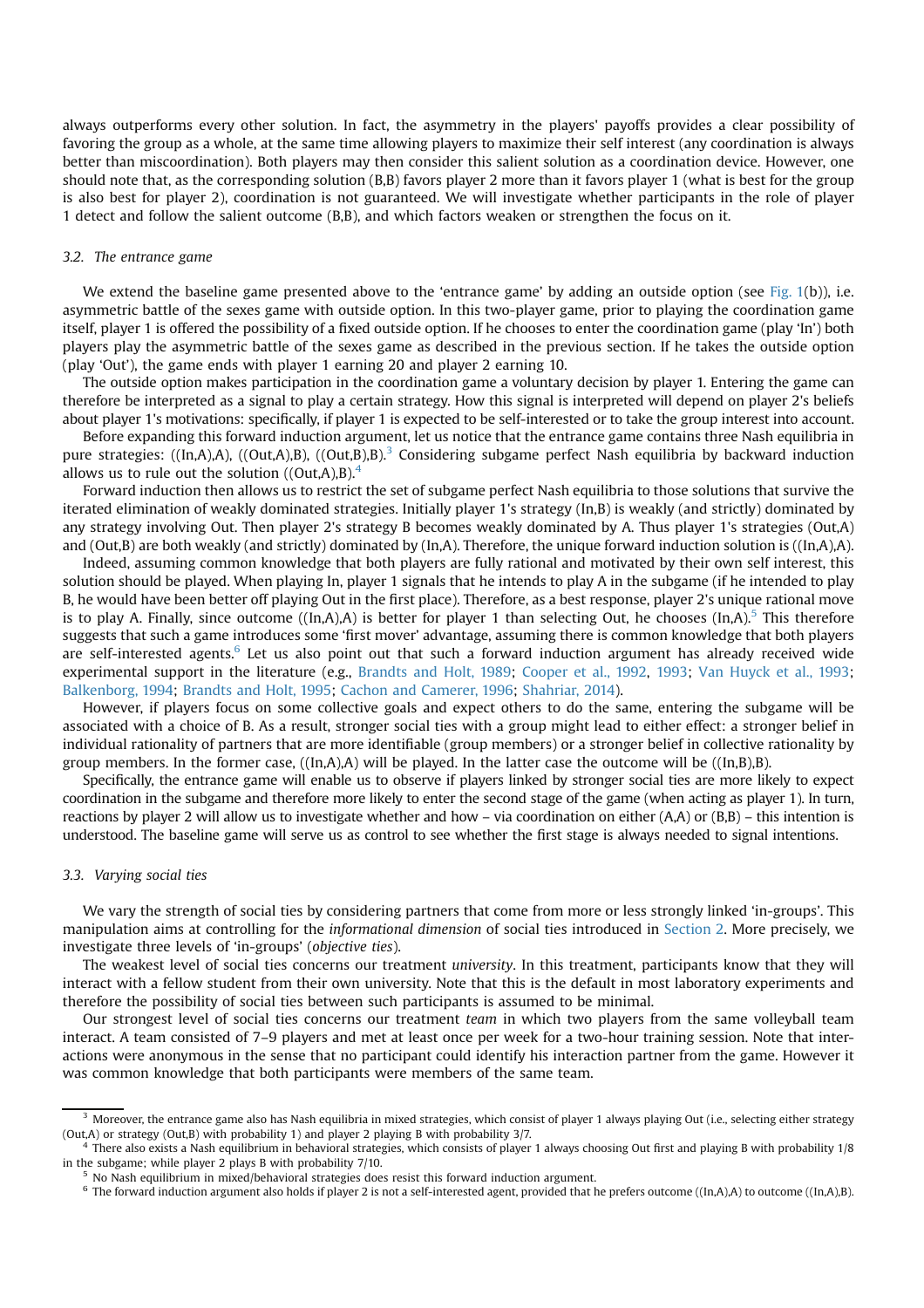always outperforms every other solution. In fact, the asymmetry in the players' payoffs provides a clear possibility of favoring the group as a whole, at the same time allowing players to maximize their self interest (any coordination is always better than miscoordination). Both players may then consider this salient solution as a coordination device. However, one should note that, as the corresponding solution (B,B) favors player 2 more than it favors player 1 (what is best for the group is also best for player 2), coordination is not guaranteed. We will investigate whether participants in the role of player 1 detect and follow the salient outcome (B,B), and which factors weaken or strengthen the focus on it.

### 3.2. The entrance game

We extend the baseline game presented above to the 'entrance game' by adding an outside option (see Fig. 1(b)), i.e. asymmetric battle of the sexes game with outside option. In this two-player game, prior to playing the coordination game itself, player 1 is offered the possibility of a fixed outside option. If he chooses to enter the coordination game (play 'In') both players play the asymmetric battle of the sexes game as described in the previous section. If he takes the outside option (play 'Out'), the game ends with player 1 earning 20 and player 2 earning 10.

The outside option makes participation in the coordination game a voluntary decision by player 1. Entering the game can therefore be interpreted as a signal to play a certain strategy. How this signal is interpreted will depend on player 2's beliefs about player 1's motivations: specifically, if player 1 is expected to be self-interested or to take the group interest into account.

Before expanding this forward induction argument, let us notice that the entrance game contains three Nash equilibria in pure strategies: ((In,A),A), ((Out,A),B), ((Out,B),B).[3] Considering subgame perfect Nash equilibria by backward induction allows us to rule out the solution ((Out,A),B).[4]

Forward induction then allows us to restrict the set of subgame perfect Nash equilibria to those solutions that survive the iterated elimination of weakly dominated strategies. Initially player 1's strategy (In,B) is weakly (and strictly) dominated by any strategy involving Out. Then player 2's strategy B becomes weakly dominated by A. Thus player 1's strategies (Out,A) and (Out,B) are both weakly (and strictly) dominated by (In,A). Therefore, the unique forward induction solution is ((In,A),A).

Indeed, assuming common knowledge that both players are fully rational and motivated by their own self interest, this solution should be played. When playing In, player 1 signals that he intends to play A in the subgame (if he intended to play B, he would have been better off playing Out in the first place). Therefore, as a best response, player 2's unique rational move is to play A. Finally, since outcome ((In,A),A) is better for player 1 than selecting Out, he chooses (In,A).[5] This therefore suggests that such a game introduces some 'first mover' advantage, assuming there is common knowledge that both players are self-interested agents.[6] Let us also point out that such a forward induction argument has already received wide experimental support in the literature (e.g., Brandts and Holt, 1989; Cooper et al., 1992, 1993; Van Huyck et al., 1993; Balkenborg, 1994; Brandts and Holt, 1995; Cachon and Camerer, 1996; Shahriar, 2014).

However, if players focus on some collective goals and expect others to do the same, entering the subgame will be associated with a choice of B. As a result, stronger social ties with a group might lead to either effect: a stronger belief in individual rationality of partners that are more identifiable (group members) or a stronger belief in collective rationality by group members. In the former case, ((In,A),A) will be played. In the latter case the outcome will be ((In,B),B).

Specifically, the entrance game will enable us to observe if players linked by stronger social ties are more likely to expect coordination in the subgame and therefore more likely to enter the second stage of the game (when acting as player 1). In turn, reactions by player 2 will allow us to investigate whether and how – via coordination on either (A,A) or (B,B) – this intention is understood. The baseline game will serve us as control to see whether the first stage is always needed to signal intentions.

### 3.3. Varying social ties

We vary the strength of social ties by considering partners that come from more or less strongly linked 'in-groups'. This manipulation aims at controlling for the *informational dimension* of social ties introduced in Section 2. More precisely, we investigate three levels of 'in-groups' (*objective ties*).

The weakest level of social ties concerns our treatment *university*. In this treatment, participants know that they will interact with a fellow student from their own university. Note that this is the default in most laboratory experiments and therefore the possibility of social ties between such participants is assumed to be minimal.

Our strongest level of social ties concerns our treatment *team* in which two players from the same volleyball team interact. A team consisted of 7–9 players and met at least once per week for a two-hour training session. Note that interactions were anonymous in the sense that no participant could identify his interaction partner from the game. However it was common knowledge that both participants were members of the same team.

[3] Moreover, the entrance game also has Nash equilibria in mixed strategies, which consist of player 1 always playing Out (i.e., selecting either strategy (Out,A) or strategy (Out,B) with probability 1) and player 2 playing B with probability 3/7.

[4] There also exists a Nash equilibrium in behavioral strategies, which consists of player 1 always choosing Out first and playing B with probability 1/8 in the subgame; while player 2 plays B with probability 7/10.

[5] No Nash equilibrium in mixed/behavioral strategies does resist this forward induction argument.

[6] The forward induction argument also holds if player 2 is not a self-interested agent, provided that he prefers outcome ((In,A),A) to outcome ((In,A),B).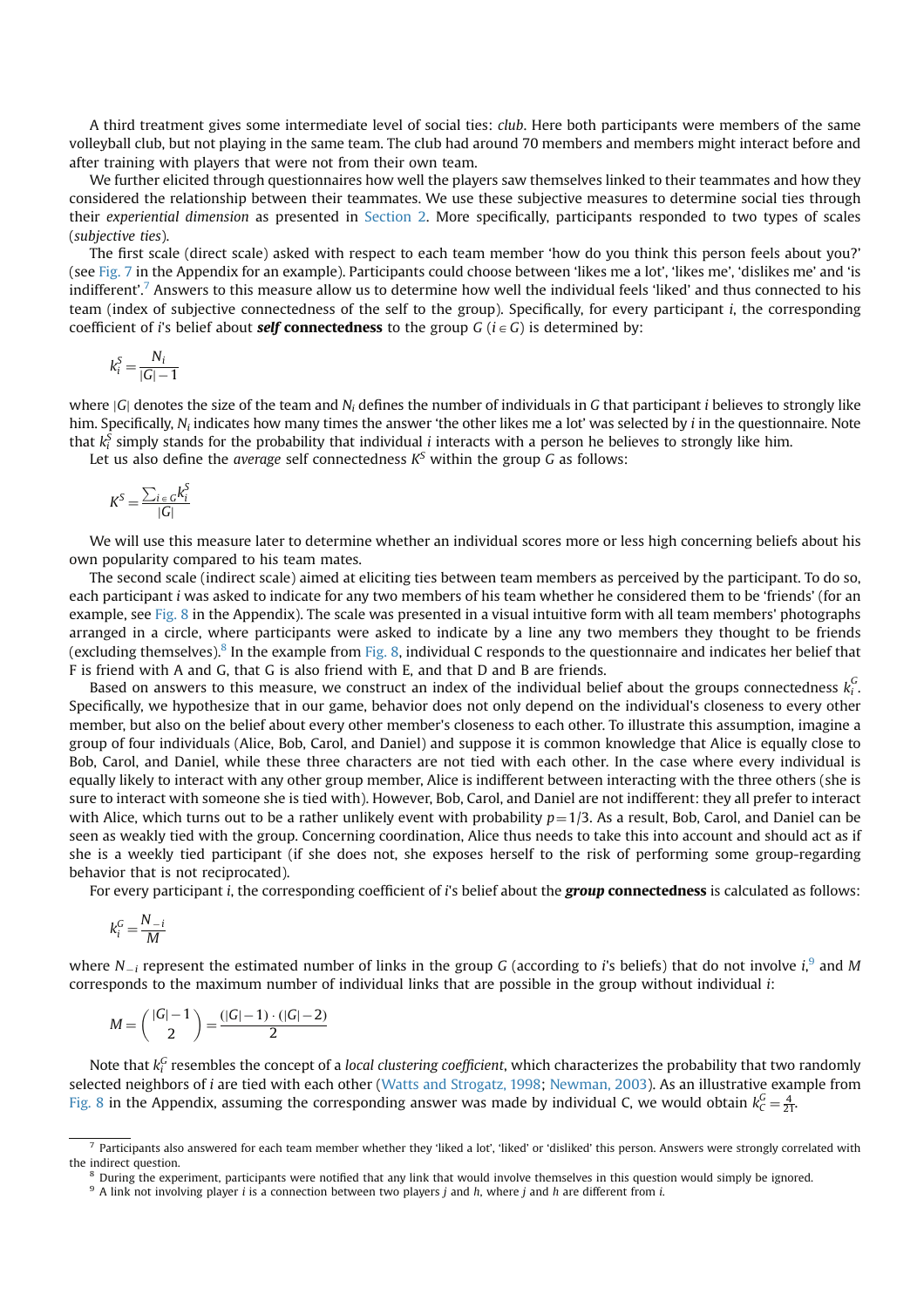A third treatment gives some intermediate level of social ties: *club*. Here both participants were members of the same volleyball club, but not playing in the same team. The club had around 70 members and members might interact before and after training with players that were not from their own team.

We further elicited through questionnaires how well the players saw themselves linked to their teammates and how they considered the relationship between their teammates. We use these subjective measures to determine social ties through their *experiential dimension* as presented in Section 2. More specifically, participants responded to two types of scales (*subjective ties*).

The first scale (direct scale) asked with respect to each team member 'how do you think this person feels about you?' (see Fig. 7 in the Appendix for an example). Participants could choose between 'likes me a lot', 'likes me', 'dislikes me' and 'is indifferent'.[7] Answers to this measure allow us to determine how well the individual feels 'liked' and thus connected to his team (index of subjective connectedness of the self to the group). Specifically, for every participant $i$, the corresponding coefficient of $i$'s belief about ***self* connectedness** to the group $G$ ($i \in G$) is determined by:

$$k_i^S = \frac{N_i}{|G|-1}$$

where $|G|$ denotes the size of the team and $N_i$ defines the number of individuals in $G$ that participant $i$ believes to strongly like him. Specifically, $N_i$ indicates how many times the answer 'the other likes me a lot' was selected by $i$ in the questionnaire. Note that $k_i^S$ simply stands for the probability that individual $i$ interacts with a person he believes to strongly like him.

Let us also define the *average* self connectedness $K^S$ within the group $G$ as follows:

$$K^S = \frac{\sum_{i \in G} k_i^S}{|G|}$$

We will use this measure later to determine whether an individual scores more or less high concerning beliefs about his own popularity compared to his team mates.

The second scale (indirect scale) aimed at eliciting ties between team members as perceived by the participant. To do so, each participant $i$ was asked to indicate for any two members of his team whether he considered them to be 'friends' (for an example, see Fig. 8 in the Appendix). The scale was presented in a visual intuitive form with all team members' photographs arranged in a circle, where participants were asked to indicate by a line any two members they thought to be friends (excluding themselves).[8] In the example from Fig. 8, individual C responds to the questionnaire and indicates her belief that F is friend with A and G, that G is also friend with E, and that D and B are friends.

Based on answers to this measure, we construct an index of the individual belief about the groups connectedness $k_i^G$. Specifically, we hypothesize that in our game, behavior does not only depend on the individual's closeness to every other member, but also on the belief about every other member's closeness to each other. To illustrate this assumption, imagine a group of four individuals (Alice, Bob, Carol, and Daniel) and suppose it is common knowledge that Alice is equally close to Bob, Carol, and Daniel, while these three characters are not tied with each other. In the case where every individual is equally likely to interact with any other group member, Alice is indifferent between interacting with the three others (she is sure to interact with someone she is tied with). However, Bob, Carol, and Daniel are not indifferent: they all prefer to interact with Alice, which turns out to be a rather unlikely event with probability $p=1/3$. As a result, Bob, Carol, and Daniel can be seen as weakly tied with the group. Concerning coordination, Alice thus needs to take this into account and should act as if she is a weekly tied participant (if she does not, she exposes herself to the risk of performing some group-regarding behavior that is not reciprocated).

For every participant $i$, the corresponding coefficient of $i$'s belief about the ***group* connectedness** is calculated as follows:

$$k_i^G = \frac{N_{-i}}{M}$$

where $N_{-i}$ represent the estimated number of links in the group $G$ (according to $i$'s beliefs) that do not involve $i$,[9] and $M$ corresponds to the maximum number of individual links that are possible in the group without individual $i$:

$$M = \binom{|G|-1}{2} = \frac{(|G|-1)\cdot(|G|-2)}{2}$$

Note that $k_i^G$ resembles the concept of a *local clustering coefficient*, which characterizes the probability that two randomly selected neighbors of $i$ are tied with each other (Watts and Strogatz, 1998; Newman, 2003). As an illustrative example from Fig. 8 in the Appendix, assuming the corresponding answer was made by individual C, we would obtain $k_C^G = \frac{4}{21}$.

[7] Participants also answered for each team member whether they 'liked a lot', 'liked' or 'disliked' this person. Answers were strongly correlated with the indirect question.

[8] During the experiment, participants were notified that any link that would involve themselves in this question would simply be ignored.

[9] A link not involving player $i$ is a connection between two players $j$ and $h$, where $j$ and $h$ are different from $i$.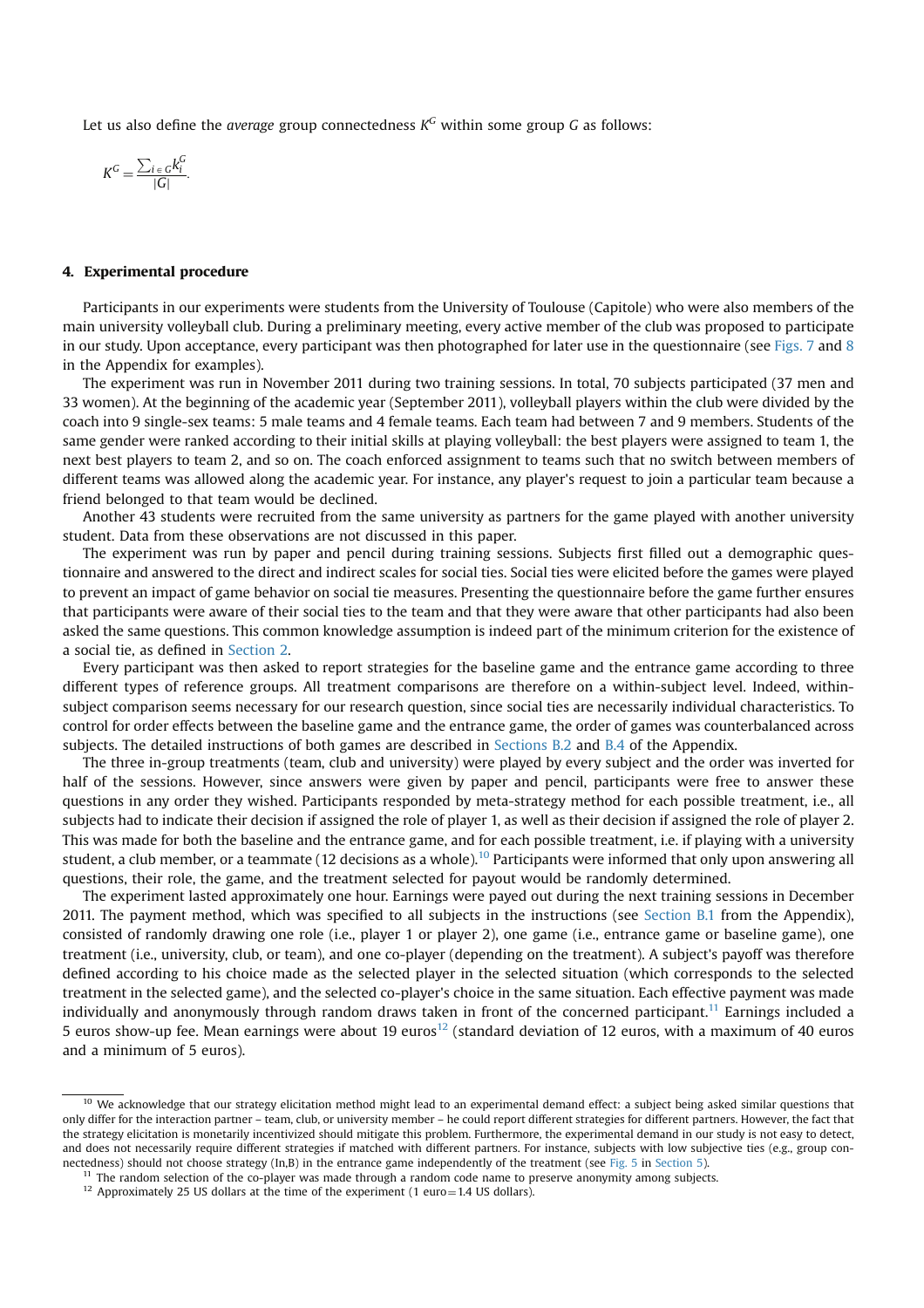Let us also define the *average* group connectedness $K^G$ within some group $G$ as follows:

$$K^G = \frac{\sum_{i \in G} k_i^G}{|G|}.$$

## 4. Experimental procedure

Participants in our experiments were students from the University of Toulouse (Capitole) who were also members of the main university volleyball club. During a preliminary meeting, every active member of the club was proposed to participate in our study. Upon acceptance, every participant was then photographed for later use in the questionnaire (see Figs. 7 and 8 in the Appendix for examples).

The experiment was run in November 2011 during two training sessions. In total, 70 subjects participated (37 men and 33 women). At the beginning of the academic year (September 2011), volleyball players within the club were divided by the coach into 9 single-sex teams: 5 male teams and 4 female teams. Each team had between 7 and 9 members. Students of the same gender were ranked according to their initial skills at playing volleyball: the best players were assigned to team 1, the next best players to team 2, and so on. The coach enforced assignment to teams such that no switch between members of different teams was allowed along the academic year. For instance, any player's request to join a particular team because a friend belonged to that team would be declined.

Another 43 students were recruited from the same university as partners for the game played with another university student. Data from these observations are not discussed in this paper.

The experiment was run by paper and pencil during training sessions. Subjects first filled out a demographic questionnaire and answered to the direct and indirect scales for social ties. Social ties were elicited before the games were played to prevent an impact of game behavior on social tie measures. Presenting the questionnaire before the game further ensures that participants were aware of their social ties to the team and that they were aware that other participants had also been asked the same questions. This common knowledge assumption is indeed part of the minimum criterion for the existence of a social tie, as defined in Section 2.

Every participant was then asked to report strategies for the baseline game and the entrance game according to three different types of reference groups. All treatment comparisons are therefore on a within-subject level. Indeed, within-subject comparison seems necessary for our research question, since social ties are necessarily individual characteristics. To control for order effects between the baseline game and the entrance game, the order of games was counterbalanced across subjects. The detailed instructions of both games are described in Sections B.2 and B.4 of the Appendix.

The three in-group treatments (team, club and university) were played by every subject and the order was inverted for half of the sessions. However, since answers were given by paper and pencil, participants were free to answer these questions in any order they wished. Participants responded by meta-strategy method for each possible treatment, i.e., all subjects had to indicate their decision if assigned the role of player 1, as well as their decision if assigned the role of player 2. This was made for both the baseline and the entrance game, and for each possible treatment, i.e. if playing with a university student, a club member, or a teammate (12 decisions as a whole).[10] Participants were informed that only upon answering all questions, their role, the game, and the treatment selected for payout would be randomly determined.

The experiment lasted approximately one hour. Earnings were payed out during the next training sessions in December 2011. The payment method, which was specified to all subjects in the instructions (see Section B.1 from the Appendix), consisted of randomly drawing one role (i.e., player 1 or player 2), one game (i.e., entrance game or baseline game), one treatment (i.e., university, club, or team), and one co-player (depending on the treatment). A subject's payoff was therefore defined according to his choice made as the selected player in the selected situation (which corresponds to the selected treatment in the selected game), and the selected co-player's choice in the same situation. Each effective payment was made individually and anonymously through random draws taken in front of the concerned participant.[11] Earnings included a 5 euros show-up fee. Mean earnings were about 19 euros[12] (standard deviation of 12 euros, with a maximum of 40 euros and a minimum of 5 euros).

---

[10] We acknowledge that our strategy elicitation method might lead to an experimental demand effect: a subject being asked similar questions that only differ for the interaction partner – team, club, or university member – he could report different strategies for different partners. However, the fact that the strategy elicitation is monetarily incentivized should mitigate this problem. Furthermore, the experimental demand in our study is not easy to detect, and does not necessarily require different strategies if matched with different partners. For instance, subjects with low subjective ties (e.g., group connectedness) should not choose strategy (In,B) in the entrance game independently of the treatment (see Fig. 5 in Section 5).

[11] The random selection of the co-player was made through a random code name to preserve anonymity among subjects.

[12] Approximately 25 US dollars at the time of the experiment (1 euro = 1.4 US dollars).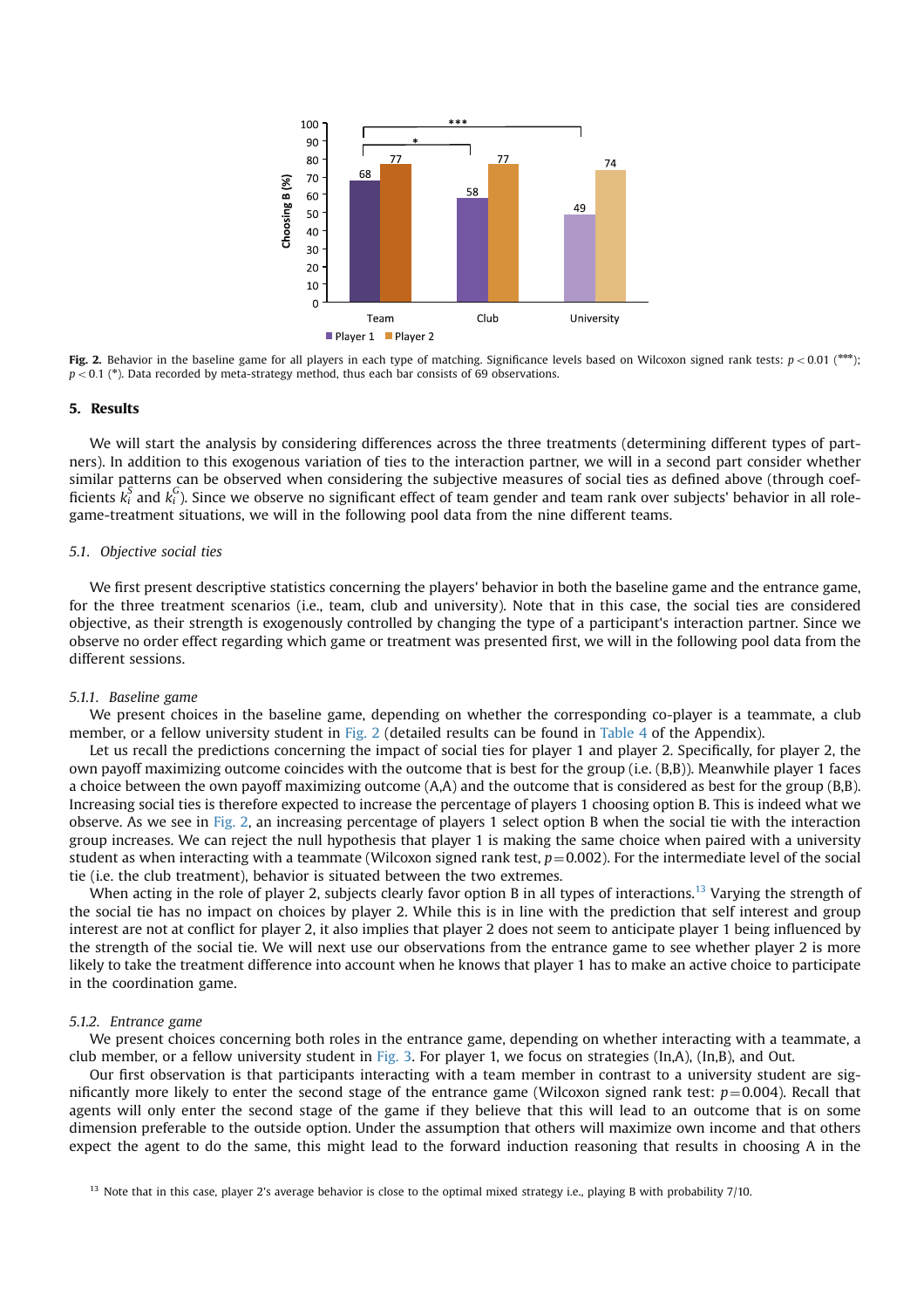**Fig. 2.** Behavior in the baseline game for all players in each type of matching. Significance levels based on Wilcoxon signed rank tests: $p < 0.01$ (***); $p < 0.1$ (*). Data recorded by meta-strategy method, thus each bar consists of 69 observations.

## 5. Results

We will start the analysis by considering differences across the three treatments (determining different types of partners). In addition to this exogenous variation of ties to the interaction partner, we will in a second part consider whether similar patterns can be observed when considering the subjective measures of social ties as defined above (through coefficients $k_i^S$ and $k_i^G$). Since we observe no significant effect of team gender and team rank over subjects' behavior in all role-game-treatment situations, we will in the following pool data from the nine different teams.

### 5.1. Objective social ties

We first present descriptive statistics concerning the players' behavior in both the baseline game and the entrance game, for the three treatment scenarios (i.e., team, club and university). Note that in this case, the social ties are considered objective, as their strength is exogenously controlled by changing the type of a participant's interaction partner. Since we observe no order effect regarding which game or treatment was presented first, we will in the following pool data from the different sessions.

#### 5.1.1. Baseline game

We present choices in the baseline game, depending on whether the corresponding co-player is a teammate, a club member, or a fellow university student in Fig. 2 (detailed results can be found in Table 4 of the Appendix).

Let us recall the predictions concerning the impact of social ties for player 1 and player 2. Specifically, for player 2, the own payoff maximizing outcome coincides with the outcome that is best for the group (i.e. (B,B)). Meanwhile player 1 faces a choice between the own payoff maximizing outcome (A,A) and the outcome that is considered as best for the group (B,B). Increasing social ties is therefore expected to increase the percentage of players 1 choosing option B. This is indeed what we observe. As we see in Fig. 2, an increasing percentage of players 1 select option B when the social tie with the interaction group increases. We can reject the null hypothesis that player 1 is making the same choice when paired with a university student as when interacting with a teammate (Wilcoxon signed rank test, $p = 0.002$). For the intermediate level of the social tie (i.e. the club treatment), behavior is situated between the two extremes.

When acting in the role of player 2, subjects clearly favor option B in all types of interactions.[13] Varying the strength of the social tie has no impact on choices by player 2. While this is in line with the prediction that self interest and group interest are not at conflict for player 2, it also implies that player 2 does not seem to anticipate player 1 being influenced by the strength of the social tie. We will next use our observations from the entrance game to see whether player 2 is more likely to take the treatment difference into account when he knows that player 1 has to make an active choice to participate in the coordination game.

#### 5.1.2. Entrance game

We present choices concerning both roles in the entrance game, depending on whether interacting with a teammate, a club member, or a fellow university student in Fig. 3. For player 1, we focus on strategies (In,A), (In,B), and Out.

Our first observation is that participants interacting with a team member in contrast to a university student are significantly more likely to enter the second stage of the entrance game (Wilcoxon signed rank test: $p = 0.004$). Recall that agents will only enter the second stage of the game if they believe that this will lead to an outcome that is on some dimension preferable to the outside option. Under the assumption that others will maximize own income and that others expect the agent to do the same, this might lead to the forward induction reasoning that results in choosing A in the

[13] Note that in this case, player 2's average behavior is close to the optimal mixed strategy i.e., playing B with probability 7/10.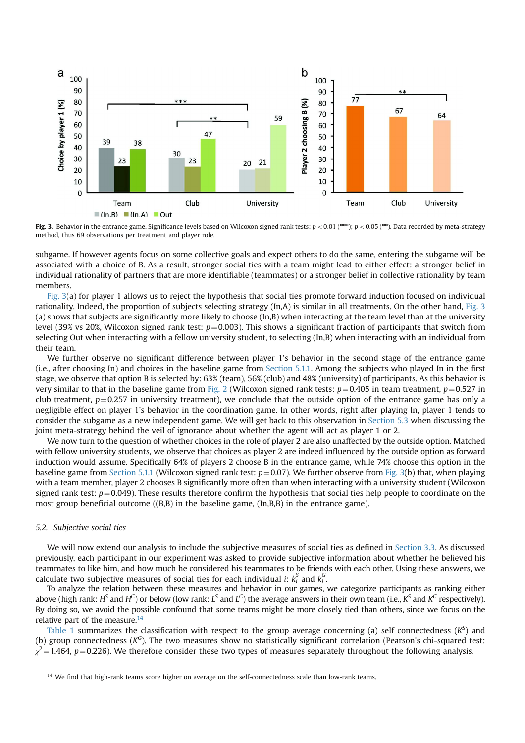Fig. 3. Behavior in the entrance game. Significance levels based on Wilcoxon signed rank tests: $p < 0.01$ (***); $p < 0.05$ (**). Data recorded by meta-strategy method, thus 69 observations per treatment and player role.

subgame. If however agents focus on some collective goals and expect others to do the same, entering the subgame will be associated with a choice of B. As a result, stronger social ties with a team might lead to either effect: a stronger belief in individual rationality of partners that are more identifiable (teammates) or a stronger belief in collective rationality by team members.

Fig. 3(a) for player 1 allows us to reject the hypothesis that social ties promote forward induction focused on individual rationality. Indeed, the proportion of subjects selecting strategy (In,A) is similar in all treatments. On the other hand, Fig. 3 (a) shows that subjects are significantly more likely to choose (In,B) when interacting at the team level than at the university level (39% vs 20%, Wilcoxon signed rank test: $p=0.003$). This shows a significant fraction of participants that switch from selecting Out when interacting with a fellow university student, to selecting (In,B) when interacting with an individual from their team.

We further observe no significant difference between player 1's behavior in the second stage of the entrance game (i.e., after choosing In) and choices in the baseline game from Section 5.1.1. Among the subjects who played In in the first stage, we observe that option B is selected by: 63% (team), 56% (club) and 48% (university) of participants. As this behavior is very similar to that in the baseline game from Fig. 2 (Wilcoxon signed rank tests: $p=0.405$ in team treatment, $p=0.527$ in club treatment, $p=0.257$ in university treatment), we conclude that the outside option of the entrance game has only a negligible effect on player 1's behavior in the coordination game. In other words, right after playing In, player 1 tends to consider the subgame as a new independent game. We will get back to this observation in Section 5.3 when discussing the joint meta-strategy behind the veil of ignorance about whether the agent will act as player 1 or 2.

We now turn to the question of whether choices in the role of player 2 are also unaffected by the outside option. Matched with fellow university students, we observe that choices as player 2 are indeed influenced by the outside option as forward induction would assume. Specifically 64% of players 2 choose B in the entrance game, while 74% choose this option in the baseline game from Section 5.1.1 (Wilcoxon signed rank test: $p=0.07$). We further observe from Fig. 3(b) that, when playing with a team member, player 2 chooses B significantly more often than when interacting with a university student (Wilcoxon signed rank test: $p=0.049$). These results therefore confirm the hypothesis that social ties help people to coordinate on the most group beneficial outcome ((B,B) in the baseline game, (In,B,B) in the entrance game).

### 5.2. Subjective social ties

We will now extend our analysis to include the subjective measures of social ties as defined in Section 3.3. As discussed previously, each participant in our experiment was asked to provide subjective information about whether he believed his teammates to like him, and how much he considered his teammates to be friends with each other. Using these answers, we calculate two subjective measures of social ties for each individual $i$: $k_i^S$ and $k_i^G$.

To analyze the relation between these measures and behavior in our games, we categorize participants as ranking either above (high rank: $H^S$ and $H^G$) or below (low rank: $L^S$ and $L^G$) the average answers in their own team (i.e., $K^S$ and $K^G$ respectively). By doing so, we avoid the possible confound that some teams might be more closely tied than others, since we focus on the relative part of the measure.[14]

Table 1 summarizes the classification with respect to the group average concerning (a) self connectedness ($K^S$) and (b) group connectedness ($K^G$). The two measures show no statistically significant correlation (Pearson's chi-squared test: $\chi^2=1.464$, $p=0.226$). We therefore consider these two types of measures separately throughout the following analysis.

[14] We find that high-rank teams score higher on average on the self-connectedness scale than low-rank teams.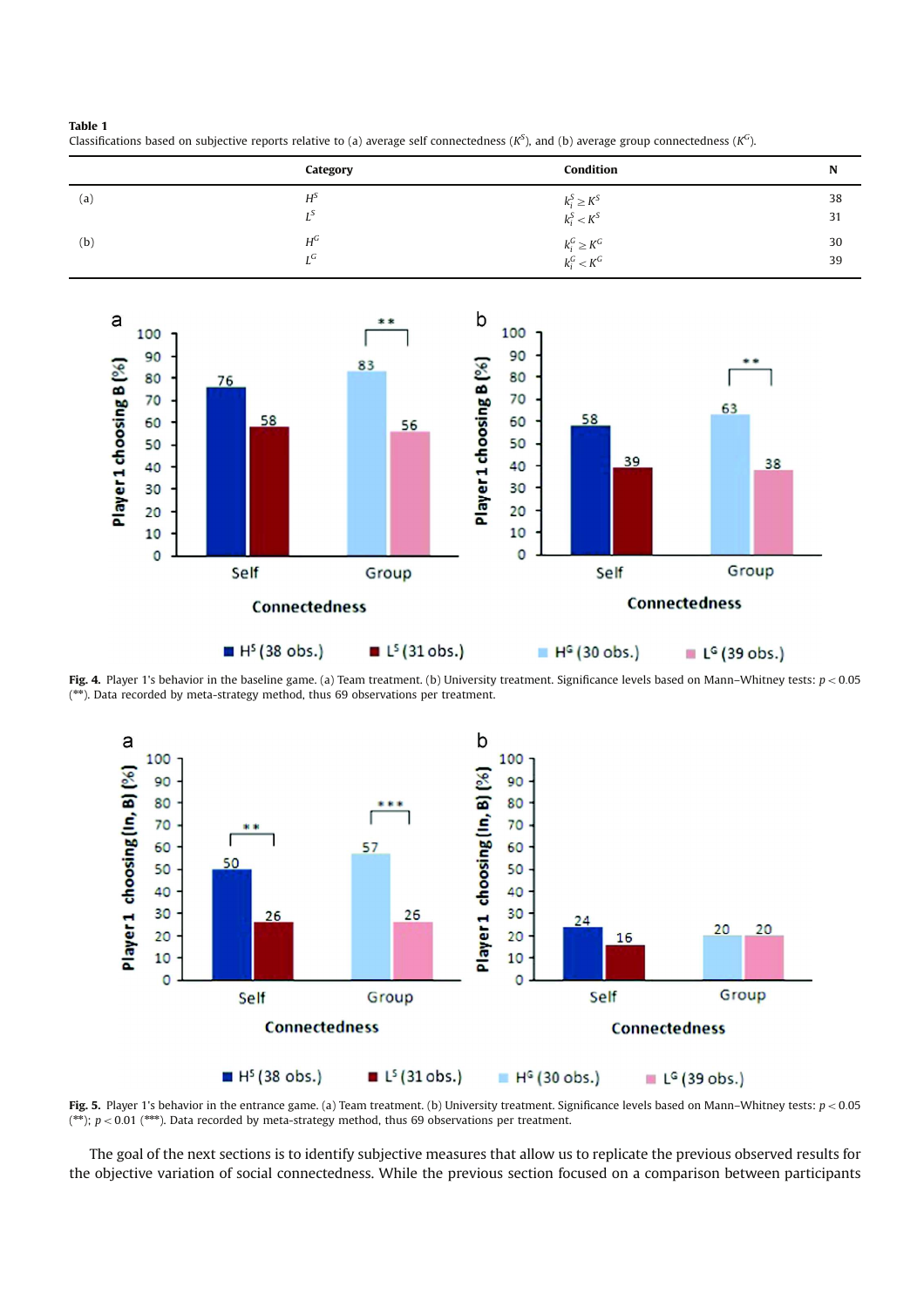**Table 1**
Classifications based on subjective reports relative to (a) average self connectedness ($K^S$), and (b) average group connectedness ($K^G$).

| | Category | Condition | N |
|---|---|---|---|
| (a) | $H^S$ | $k_i^S \geq K^S$ | 38 |
| | $L^S$ | $k_i^S < K^S$ | 31 |
| (b) | $H^G$ | $k_i^G \geq K^G$ | 30 |
| | $L^G$ | $k_i^G < K^G$ | 39 |

**Fig. 4.** Player 1's behavior in the baseline game. (a) Team treatment. (b) University treatment. Significance levels based on Mann–Whitney tests: $p < 0.05$ (**). Data recorded by meta-strategy method, thus 69 observations per treatment.

**Fig. 5.** Player 1's behavior in the entrance game. (a) Team treatment. (b) University treatment. Significance levels based on Mann–Whitney tests: $p < 0.05$ (**); $p < 0.01$ (***). Data recorded by meta-strategy method, thus 69 observations per treatment.

The goal of the next sections is to identify subjective measures that allow us to replicate the previous observed results for the objective variation of social connectedness. While the previous section focused on a comparison between participants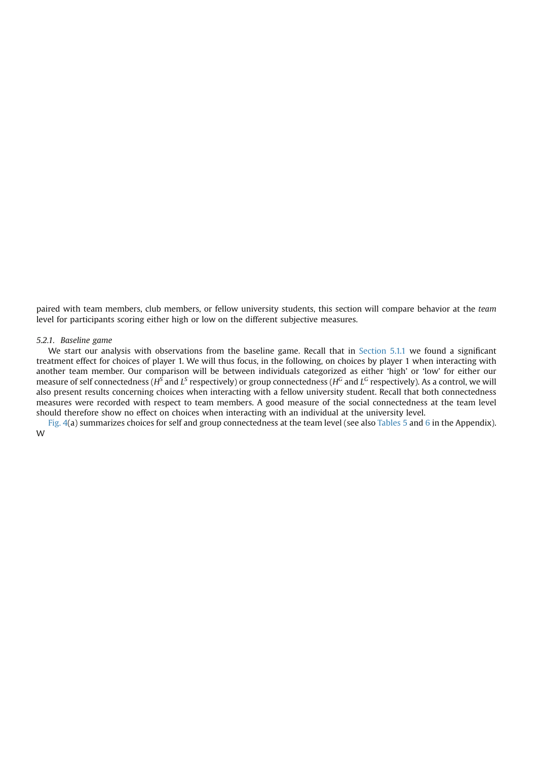paired with team members, club members, or fellow university students, this section will compare behavior at the *team* level for participants scoring either high or low on the different subjective measures.

### 5.2.1. Baseline game

We start our analysis with observations from the baseline game. Recall that in Section 5.1.1 we found a significant treatment effect for choices of player 1. We will thus focus, in the following, on choices by player 1 when interacting with another team member. Our comparison will be between individuals categorized as either 'high' or 'low' for either our measure of self connectedness ($H^S$ and $L^S$ respectively) or group connectedness ($H^G$ and $L^G$ respectively). As a control, we will also present results concerning choices when interacting with a fellow university student. Recall that both connectedness measures were recorded with respect to team members. A good measure of the social connectedness at the team level should therefore show no effect on choices when interacting with an individual at the university level.

Fig. 4(a) summarizes choices for self and group connectedness at the team level (see also Tables 5 and 6 in the Appendix). W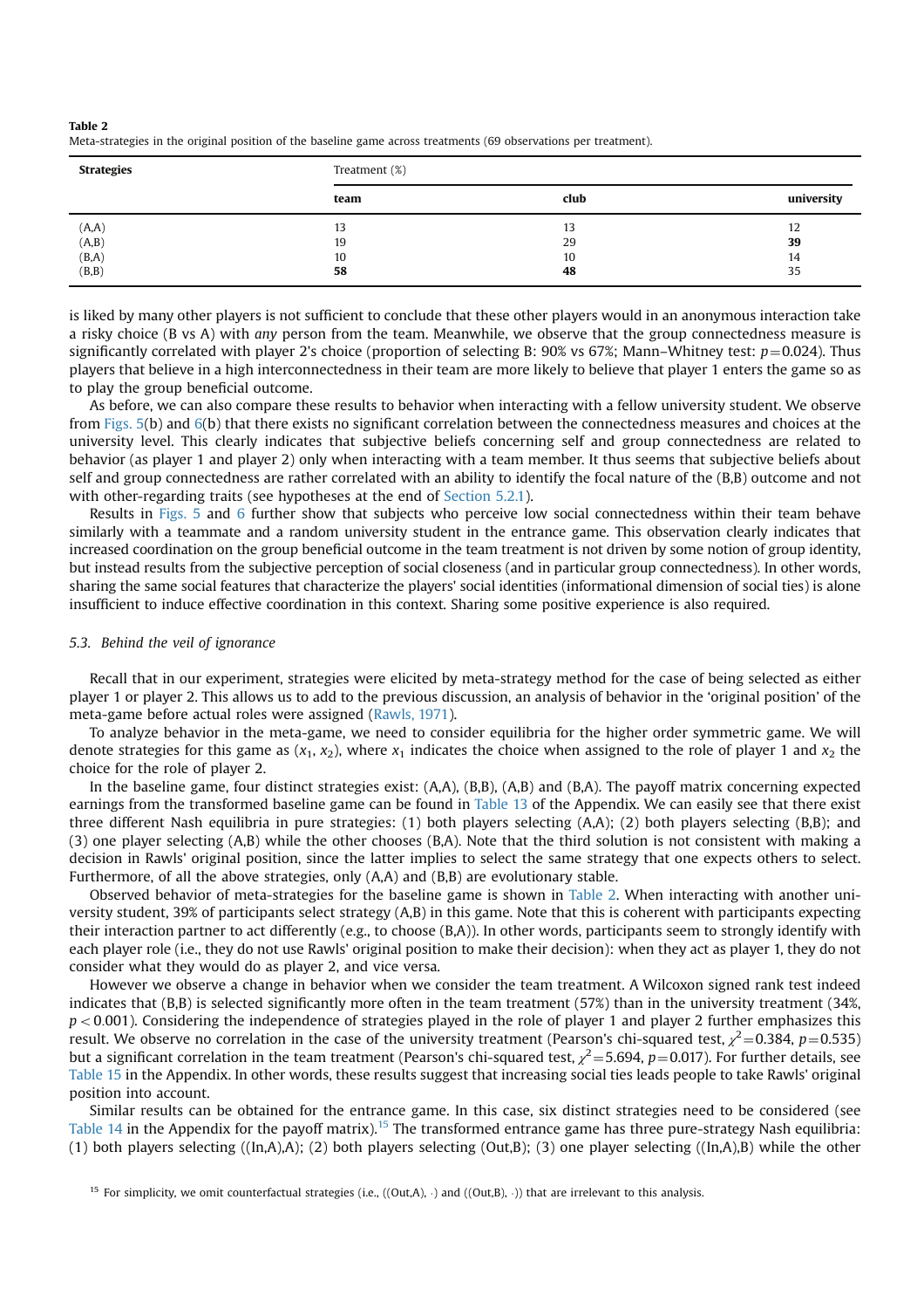**Table 2**
Meta-strategies in the original position of the baseline game across treatments (69 observations per treatment).

| Strategies | Treatment (%) | | |
|---|---|---|---|
| | team | club | university |
| (A,A) | 13 | 13 | 12 |
| (A,B) | 19 | 29 | **39** |
| (B,A) | 10 | 10 | 14 |
| (B,B) | **58** | **48** | 35 |

is liked by many other players is not sufficient to conclude that these other players would in an anonymous interaction take a risky choice (B vs A) with *any* person from the team. Meanwhile, we observe that the group connectedness measure is significantly correlated with player 2's choice (proportion of selecting B: 90% vs 67%; Mann–Whitney test: $p=0.024$). Thus players that believe in a high interconnectedness in their team are more likely to believe that player 1 enters the game so as to play the group beneficial outcome.

As before, we can also compare these results to behavior when interacting with a fellow university student. We observe from Figs. 5(b) and 6(b) that there exists no significant correlation between the connectedness measures and choices at the university level. This clearly indicates that subjective beliefs concerning self and group connectedness are related to behavior (as player 1 and player 2) only when interacting with a team member. It thus seems that subjective beliefs about self and group connectedness are rather correlated with an ability to identify the focal nature of the (B,B) outcome and not with other-regarding traits (see hypotheses at the end of Section 5.2.1).

Results in Figs. 5 and 6 further show that subjects who perceive low social connectedness within their team behave similarly with a teammate and a random university student in the entrance game. This observation clearly indicates that increased coordination on the group beneficial outcome in the team treatment is not driven by some notion of group identity, but instead results from the subjective perception of social closeness (and in particular group connectedness). In other words, sharing the same social features that characterize the players' social identities (informational dimension of social ties) is alone insufficient to induce effective coordination in this context. Sharing some positive experience is also required.

### 5.3. Behind the veil of ignorance

Recall that in our experiment, strategies were elicited by meta-strategy method for the case of being selected as either player 1 or player 2. This allows us to add to the previous discussion, an analysis of behavior in the 'original position' of the meta-game before actual roles were assigned (Rawls, 1971).

To analyze behavior in the meta-game, we need to consider equilibria for the higher order symmetric game. We will denote strategies for this game as $(x_1, x_2)$, where $x_1$ indicates the choice when assigned to the role of player 1 and $x_2$ the choice for the role of player 2.

In the baseline game, four distinct strategies exist: (A,A), (B,B), (A,B) and (B,A). The payoff matrix concerning expected earnings from the transformed baseline game can be found in Table 13 of the Appendix. We can easily see that there exist three different Nash equilibria in pure strategies: (1) both players selecting (A,A); (2) both players selecting (B,B); and (3) one player selecting (A,B) while the other chooses (B,A). Note that the third solution is not consistent with making a decision in Rawls' original position, since the latter implies to select the same strategy that one expects others to select. Furthermore, of all the above strategies, only (A,A) and (B,B) are evolutionary stable.

Observed behavior of meta-strategies for the baseline game is shown in Table 2. When interacting with another university student, 39% of participants select strategy (A,B) in this game. Note that this is coherent with participants expecting their interaction partner to act differently (e.g., to choose (B,A)). In other words, participants seem to strongly identify with each player role (i.e., they do not use Rawls' original position to make their decision): when they act as player 1, they do not consider what they would do as player 2, and vice versa.

However we observe a change in behavior when we consider the team treatment. A Wilcoxon signed rank test indeed indicates that (B,B) is selected significantly more often in the team treatment (57%) than in the university treatment (34%, $p<0.001$). Considering the independence of strategies played in the role of player 1 and player 2 further emphasizes this result. We observe no correlation in the case of the university treatment (Pearson's chi-squared test, $\chi^2=0.384$, $p=0.535$) but a significant correlation in the team treatment (Pearson's chi-squared test, $\chi^2=5.694$, $p=0.017$). For further details, see Table 15 in the Appendix. In other words, these results suggest that increasing social ties leads people to take Rawls' original position into account.

Similar results can be obtained for the entrance game. In this case, six distinct strategies need to be considered (see Table 14 in the Appendix for the payoff matrix).[15] The transformed entrance game has three pure-strategy Nash equilibria: (1) both players selecting ((In,A),A); (2) both players selecting (Out,B); (3) one player selecting ((In,A),B) while the other

[15] For simplicity, we omit counterfactual strategies (i.e., ((Out,A), ·) and ((Out,B), ·)) that are irrelevant to this analysis.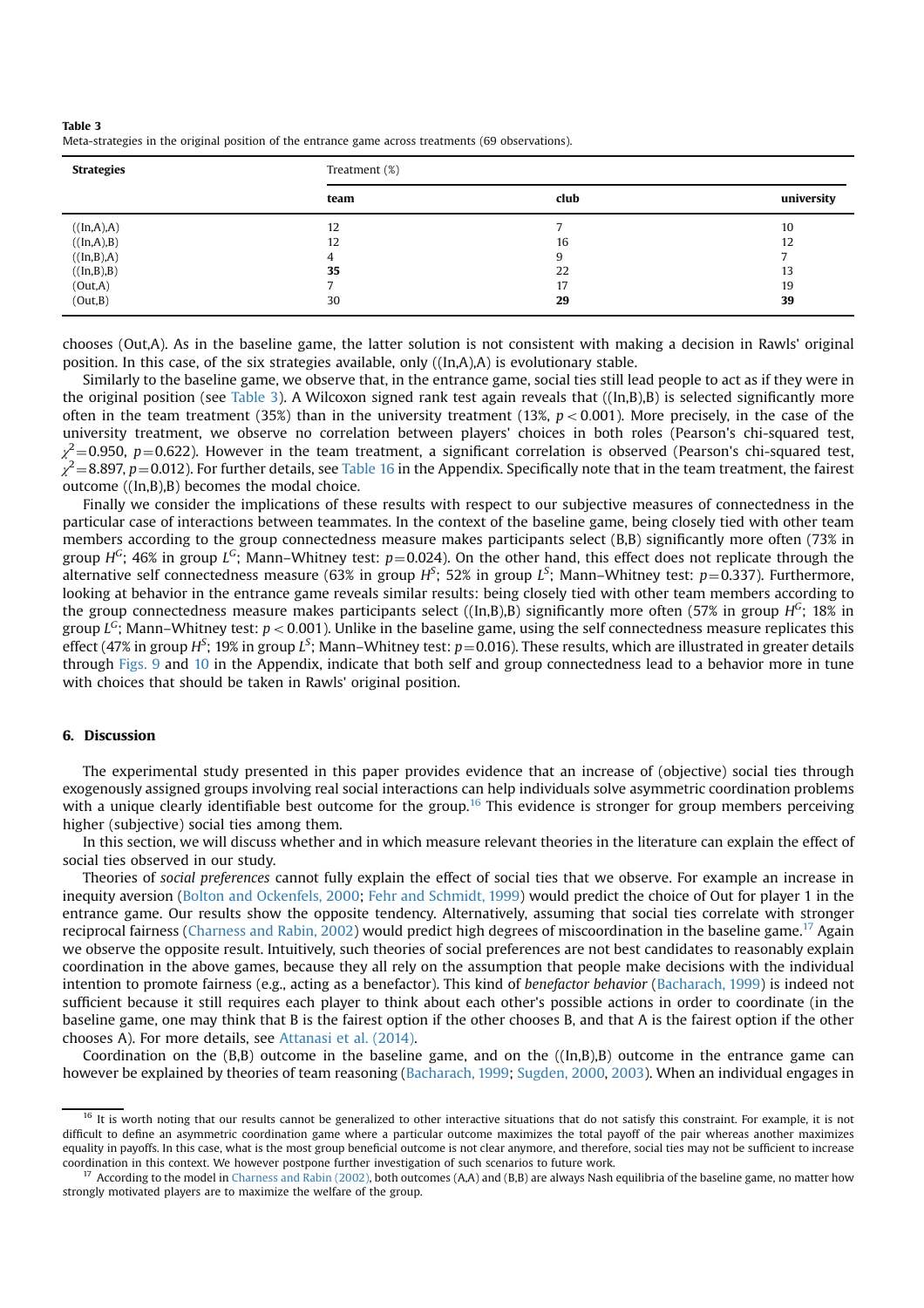**Table 3**
Meta-strategies in the original position of the entrance game across treatments (69 observations).

| Strategies | Treatment (%) | | |
|---|---|---|---|
| | team | club | university |
| ((In,A),A) | 12 | 7 | 10 |
| ((In,A),B) | 12 | 16 | 12 |
| ((In,B),A) | 4 | 9 | 7 |
| ((In,B),B) | **35** | 22 | 13 |
| (Out,A) | 7 | 17 | 19 |
| (Out,B) | 30 | **29** | **39** |

chooses (Out,A). As in the baseline game, the latter solution is not consistent with making a decision in Rawls' original position. In this case, of the six strategies available, only ((In,A),A) is evolutionary stable.

Similarly to the baseline game, we observe that, in the entrance game, social ties still lead people to act as if they were in the original position (see Table 3). A Wilcoxon signed rank test again reveals that ((In,B),B) is selected significantly more often in the team treatment (35%) than in the university treatment (13%, $p<0.001$). More precisely, in the case of the university treatment, we observe no correlation between players' choices in both roles (Pearson's chi-squared test, $\chi^2=0.950$, $p=0.622$). However in the team treatment, a significant correlation is observed (Pearson's chi-squared test, $\chi^2=8.897$, $p=0.012$). For further details, see Table 16 in the Appendix. Specifically note that in the team treatment, the fairest outcome ((In,B),B) becomes the modal choice.

Finally we consider the implications of these results with respect to our subjective measures of connectedness in the particular case of interactions between teammates. In the context of the baseline game, being closely tied with other team members according to the group connectedness measure makes participants select (B,B) significantly more often (73% in group $H^G$; 46% in group $L^G$; Mann–Whitney test: $p=0.024$). On the other hand, this effect does not replicate through the alternative self connectedness measure (63% in group $H^S$; 52% in group $L^S$; Mann–Whitney test: $p=0.337$). Furthermore, looking at behavior in the entrance game reveals similar results: being closely tied with other team members according to the group connectedness measure makes participants select ((In,B),B) significantly more often (57% in group $H^G$; 18% in group $L^G$; Mann–Whitney test: $p<0.001$). Unlike in the baseline game, using the self connectedness measure replicates this effect (47% in group $H^S$; 19% in group $L^S$; Mann–Whitney test: $p=0.016$). These results, which are illustrated in greater details through Figs. 9 and 10 in the Appendix, indicate that both self and group connectedness lead to a behavior more in tune with choices that should be taken in Rawls' original position.

## 6. Discussion

The experimental study presented in this paper provides evidence that an increase of (objective) social ties through exogenously assigned groups involving real social interactions can help individuals solve asymmetric coordination problems with a unique clearly identifiable best outcome for the group.[16] This evidence is stronger for group members perceiving higher (subjective) social ties among them.

In this section, we will discuss whether and in which measure relevant theories in the literature can explain the effect of social ties observed in our study.

Theories of *social preferences* cannot fully explain the effect of social ties that we observe. For example an increase in inequity aversion (Bolton and Ockenfels, 2000; Fehr and Schmidt, 1999) would predict the choice of Out for player 1 in the entrance game. Our results show the opposite tendency. Alternatively, assuming that social ties correlate with stronger reciprocal fairness (Charness and Rabin, 2002) would predict high degrees of miscoordination in the baseline game.[17] Again we observe the opposite result. Intuitively, such theories of social preferences are not best candidates to reasonably explain coordination in the above games, because they all rely on the assumption that people make decisions with the individual intention to promote fairness (e.g., acting as a benefactor). This kind of *benefactor behavior* (Bacharach, 1999) is indeed not sufficient because it still requires each player to think about each other's possible actions in order to coordinate (in the baseline game, one may think that B is the fairest option if the other chooses B, and that A is the fairest option if the other chooses A). For more details, see Attanasi et al. (2014).

Coordination on the (B,B) outcome in the baseline game, and on the ((In,B),B) outcome in the entrance game can however be explained by theories of team reasoning (Bacharach, 1999; Sugden, 2000, 2003). When an individual engages in

[16] It is worth noting that our results cannot be generalized to other interactive situations that do not satisfy this constraint. For example, it is not difficult to define an asymmetric coordination game where a particular outcome maximizes the total payoff of the pair whereas another maximizes equality in payoffs. In this case, what is the most group beneficial outcome is not clear anymore, and therefore, social ties may not be sufficient to increase coordination in this context. We however postpone further investigation of such scenarios to future work.

[17] According to the model in Charness and Rabin (2002), both outcomes (A,A) and (B,B) are always Nash equilibria of the baseline game, no matter how strongly motivated players are to maximize the welfare of the group.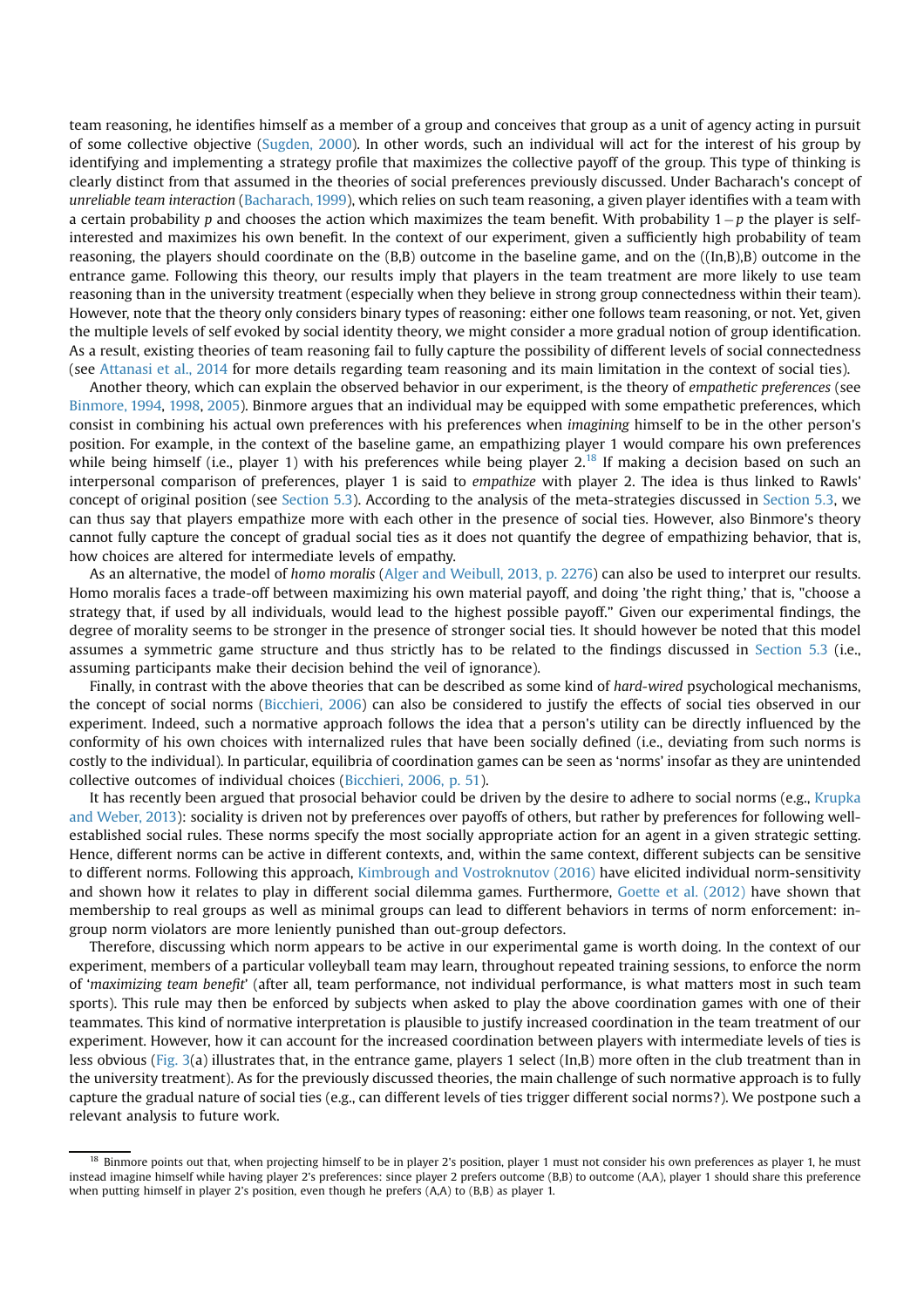team reasoning, he identifies himself as a member of a group and conceives that group as a unit of agency acting in pursuit of some collective objective (Sugden, 2000). In other words, such an individual will act for the interest of his group by identifying and implementing a strategy profile that maximizes the collective payoff of the group. This type of thinking is clearly distinct from that assumed in the theories of social preferences previously discussed. Under Bacharach's concept of *unreliable team interaction* (Bacharach, 1999), which relies on such team reasoning, a given player identifies with a team with a certain probability $p$ and chooses the action which maximizes the team benefit. With probability $1-p$ the player is self-interested and maximizes his own benefit. In the context of our experiment, given a sufficiently high probability of team reasoning, the players should coordinate on the (B,B) outcome in the baseline game, and on the ((In,B),B) outcome in the entrance game. Following this theory, our results imply that players in the team treatment are more likely to use team reasoning than in the university treatment (especially when they believe in strong group connectedness within their team). However, note that the theory only considers binary types of reasoning: either one follows team reasoning, or not. Yet, given the multiple levels of self evoked by social identity theory, we might consider a more gradual notion of group identification. As a result, existing theories of team reasoning fail to fully capture the possibility of different levels of social connectedness (see Attanasi et al., 2014 for more details regarding team reasoning and its main limitation in the context of social ties).

Another theory, which can explain the observed behavior in our experiment, is the theory of *empathetic preferences* (see Binmore, 1994, 1998, 2005). Binmore argues that an individual may be equipped with some empathetic preferences, which consist in combining his actual own preferences with his preferences when *imagining* himself to be in the other person's position. For example, in the context of the baseline game, an empathizing player 1 would compare his own preferences while being himself (i.e., player 1) with his preferences while being player 2.[18] If making a decision based on such an interpersonal comparison of preferences, player 1 is said to *empathize* with player 2. The idea is thus linked to Rawls' concept of original position (see Section 5.3). According to the analysis of the meta-strategies discussed in Section 5.3, we can thus say that players empathize more with each other in the presence of social ties. However, also Binmore's theory cannot fully capture the concept of gradual social ties as it does not quantify the degree of empathizing behavior, that is, how choices are altered for intermediate levels of empathy.

As an alternative, the model of *homo moralis* (Alger and Weibull, 2013, p. 2276) can also be used to interpret our results. Homo moralis faces a trade-off between maximizing his own material payoff, and doing 'the right thing,' that is, "choose a strategy that, if used by all individuals, would lead to the highest possible payoff." Given our experimental findings, the degree of morality seems to be stronger in the presence of stronger social ties. It should however be noted that this model assumes a symmetric game structure and thus strictly has to be related to the findings discussed in Section 5.3 (i.e., assuming participants make their decision behind the veil of ignorance).

Finally, in contrast with the above theories that can be described as some kind of *hard-wired* psychological mechanisms, the concept of social norms (Bicchieri, 2006) can also be considered to justify the effects of social ties observed in our experiment. Indeed, such a normative approach follows the idea that a person's utility can be directly influenced by the conformity of his own choices with internalized rules that have been socially defined (i.e., deviating from such norms is costly to the individual). In particular, equilibria of coordination games can be seen as 'norms' insofar as they are unintended collective outcomes of individual choices (Bicchieri, 2006, p. 51).

It has recently been argued that prosocial behavior could be driven by the desire to adhere to social norms (e.g., Krupka and Weber, 2013): sociality is driven not by preferences over payoffs of others, but rather by preferences for following well-established social rules. These norms specify the most socially appropriate action for an agent in a given strategic setting. Hence, different norms can be active in different contexts, and, within the same context, different subjects can be sensitive to different norms. Following this approach, Kimbrough and Vostroknutov (2016) have elicited individual norm-sensitivity and shown how it relates to play in different social dilemma games. Furthermore, Goette et al. (2012) have shown that membership to real groups as well as minimal groups can lead to different behaviors in terms of norm enforcement: in-group norm violators are more leniently punished than out-group defectors.

Therefore, discussing which norm appears to be active in our experimental game is worth doing. In the context of our experiment, members of a particular volleyball team may learn, throughout repeated training sessions, to enforce the norm of '*maximizing team benefit*' (after all, team performance, not individual performance, is what matters most in such team sports). This rule may then be enforced by subjects when asked to play the above coordination games with one of their teammates. This kind of normative interpretation is plausible to justify increased coordination in the team treatment of our experiment. However, how it can account for the increased coordination between players with intermediate levels of ties is less obvious (Fig. 3(a) illustrates that, in the entrance game, players 1 select (In,B) more often in the club treatment than in the university treatment). As for the previously discussed theories, the main challenge of such normative approach is to fully capture the gradual nature of social ties (e.g., can different levels of ties trigger different social norms?). We postpone such a relevant analysis to future work.

---

[18] Binmore points out that, when projecting himself to be in player 2's position, player 1 must not consider his own preferences as player 1, he must instead imagine himself while having player 2's preferences: since player 2 prefers outcome (B,B) to outcome (A,A), player 1 should share this preference when putting himself in player 2's position, even though he prefers (A,A) to (B,B) as player 1.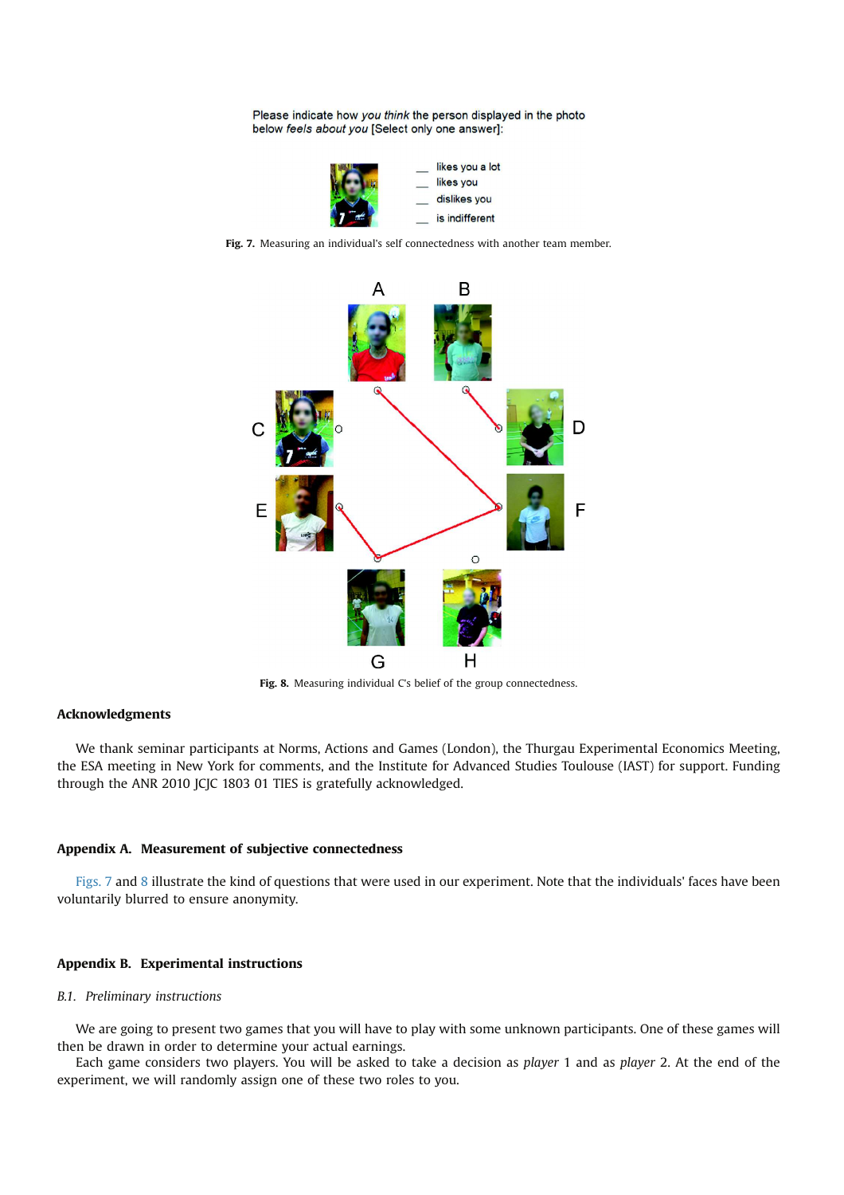Please indicate how *you think* the person displayed in the photo below *feels about you* [Select only one answer]:

__ likes you a lot
__ likes you
__ dislikes you
__ is indifferent

**Fig. 7.** Measuring an individual's self connectedness with another team member.

**Fig. 8.** Measuring individual C's belief of the group connectedness.

## Acknowledgments

We thank seminar participants at Norms, Actions and Games (London), the Thurgau Experimental Economics Meeting, the ESA meeting in New York for comments, and the Institute for Advanced Studies Toulouse (IAST) for support. Funding through the ANR 2010 JCJC 1803 01 TIES is gratefully acknowledged.

## Appendix A. Measurement of subjective connectedness

Figs. 7 and 8 illustrate the kind of questions that were used in our experiment. Note that the individuals' faces have been voluntarily blurred to ensure anonymity.

## Appendix B. Experimental instructions

### *B.1. Preliminary instructions*

We are going to present two games that you will have to play with some unknown participants. One of these games will then be drawn in order to determine your actual earnings.

Each game considers two players. You will be asked to take a decision as *player* 1 and as *player* 2. At the end of the experiment, we will randomly assign one of these two roles to you.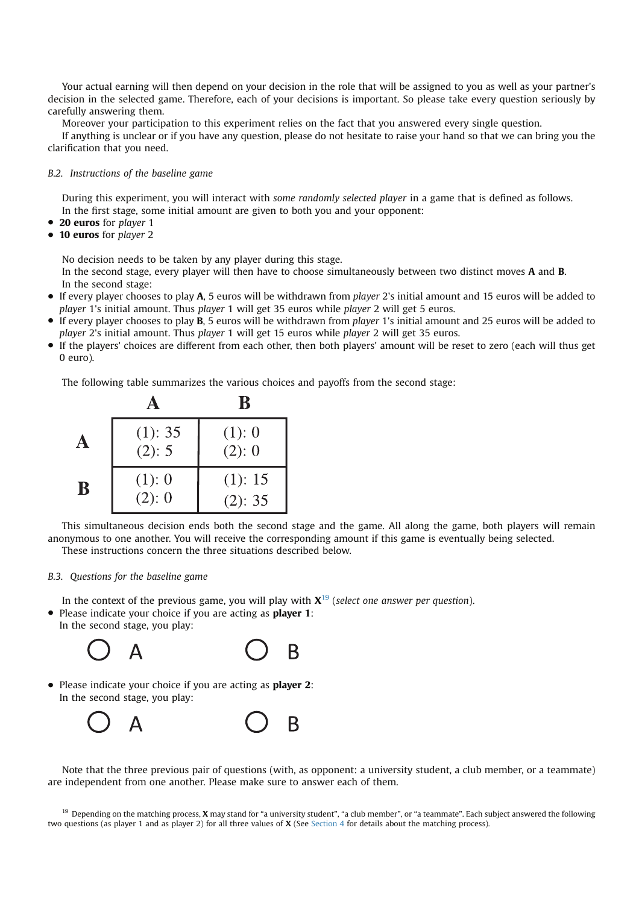Your actual earning will then depend on your decision in the role that will be assigned to you as well as your partner's decision in the selected game. Therefore, each of your decisions is important. So please take every question seriously by carefully answering them.

Moreover your participation to this experiment relies on the fact that you answered every single question.

If anything is unclear or if you have any question, please do not hesitate to raise your hand so that we can bring you the clarification that you need.

### *B.2. Instructions of the baseline game*

During this experiment, you will interact with *some randomly selected player* in a game that is defined as follows.

In the first stage, some initial amount are given to both you and your opponent:

- **20 euros** for *player* 1
- **10 euros** for *player* 2

No decision needs to be taken by any player during this stage.

In the second stage, every player will then have to choose simultaneously between two distinct moves **A** and **B**.

In the second stage:

- If every player chooses to play **A**, 5 euros will be withdrawn from *player* 2's initial amount and 15 euros will be added to *player* 1's initial amount. Thus *player* 1 will get 35 euros while *player* 2 will get 5 euros.
- If every player chooses to play **B**, 5 euros will be withdrawn from *player* 1's initial amount and 25 euros will be added to *player* 2's initial amount. Thus *player* 1 will get 15 euros while *player* 2 will get 35 euros.
- If the players' choices are different from each other, then both players' amount will be reset to zero (each will thus get 0 euro).

The following table summarizes the various choices and payoffs from the second stage:

| | **A** | **B** |
|---|---|---|
| **A** | (1): 35<br>(2): 5 | (1): 0<br>(2): 0 |
| **B** | (1): 0<br>(2): 0 | (1): 15<br>(2): 35 |

This simultaneous decision ends both the second stage and the game. All along the game, both players will remain anonymous to one another. You will receive the corresponding amount if this game is eventually being selected.

These instructions concern the three situations described below.

### *B.3. Questions for the baseline game*

In the context of the previous game, you will play with **X**[19] (*select one answer per question*).

- Please indicate your choice if you are acting as **player 1**:
  In the second stage, you play:

  ○ A ○ B

- Please indicate your choice if you are acting as **player 2**:
  In the second stage, you play:

  ○ A ○ B

Note that the three previous pair of questions (with, as opponent: a university student, a club member, or a teammate) are independent from one another. Please make sure to answer each of them.

[19] Depending on the matching process, **X** may stand for "a university student", "a club member", or "a teammate". Each subject answered the following two questions (as player 1 and as player 2) for all three values of **X** (See Section 4 for details about the matching process).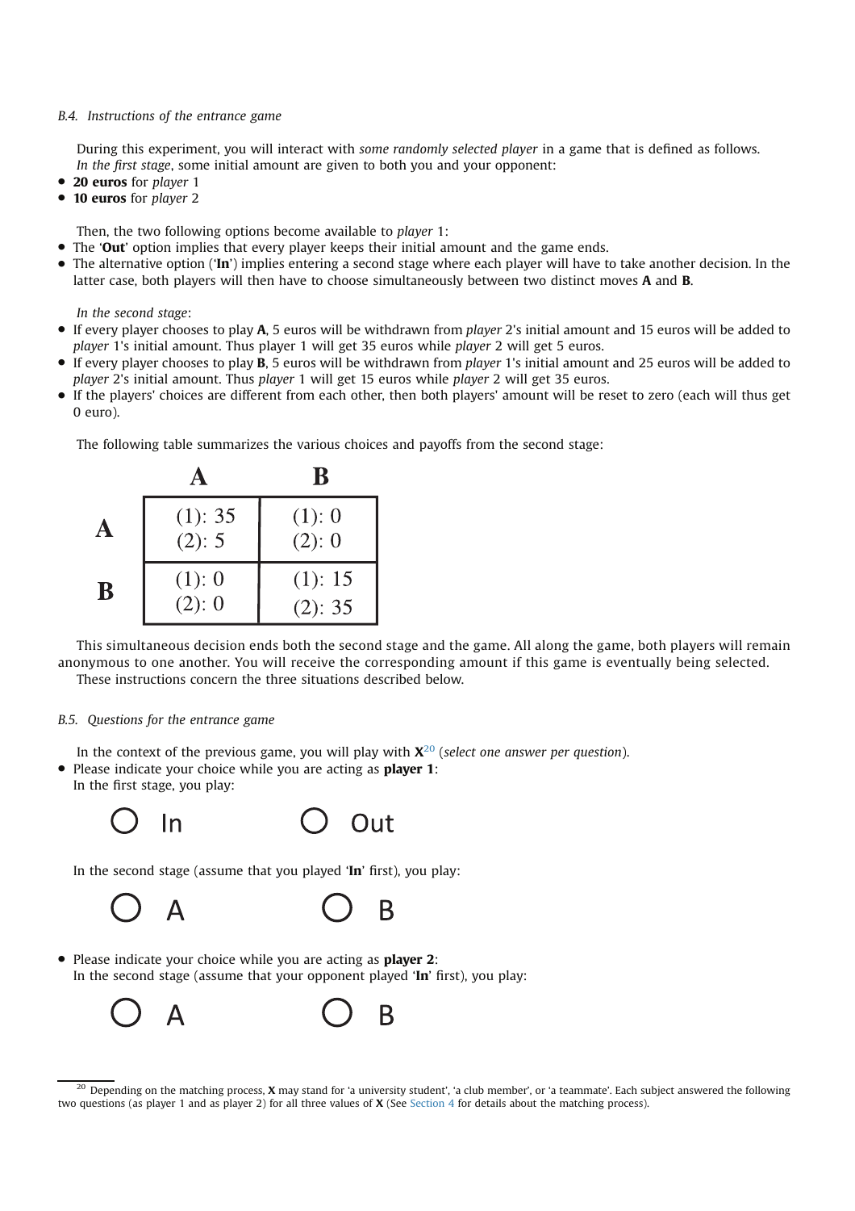### B.4. Instructions of the entrance game

During this experiment, you will interact with *some randomly selected player* in a game that is defined as follows.

*In the first stage*, some initial amount are given to both you and your opponent:

- **20 euros** for *player* 1
- **10 euros** for *player* 2

Then, the two following options become available to *player* 1:

- The '**Out**' option implies that every player keeps their initial amount and the game ends.
- The alternative option ('**In**') implies entering a second stage where each player will have to take another decision. In the latter case, both players will then have to choose simultaneously between two distinct moves **A** and **B**.

*In the second stage*:

- If every player chooses to play **A**, 5 euros will be withdrawn from *player* 2's initial amount and 15 euros will be added to *player* 1's initial amount. Thus player 1 will get 35 euros while *player* 2 will get 5 euros.
- If every player chooses to play **B**, 5 euros will be withdrawn from *player* 1's initial amount and 25 euros will be added to *player* 2's initial amount. Thus *player* 1 will get 15 euros while *player* 2 will get 35 euros.
- If the players' choices are different from each other, then both players' amount will be reset to zero (each will thus get 0 euro).

The following table summarizes the various choices and payoffs from the second stage:

| | **A** | **B** |
|---|---|---|
| **A** | (1): 35<br>(2): 5 | (1): 0<br>(2): 0 |
| **B** | (1): 0<br>(2): 0 | (1): 15<br>(2): 35 |

This simultaneous decision ends both the second stage and the game. All along the game, both players will remain anonymous to one another. You will receive the corresponding amount if this game is eventually being selected.

These instructions concern the three situations described below.

### B.5. Questions for the entrance game

In the context of the previous game, you will play with **X**[20] (*select one answer per question*).

- Please indicate your choice while you are acting as **player 1**:
  In the first stage, you play:

  ○ In ○ Out

  In the second stage (assume that you played '**In**' first), you play:

  ○ A ○ B

- Please indicate your choice while you are acting as **player 2**:
  In the second stage (assume that your opponent played '**In**' first), you play:

  ○ A ○ B

[20] Depending on the matching process, **X** may stand for 'a university student', 'a club member', or 'a teammate'. Each subject answered the following two questions (as player 1 and as player 2) for all three values of **X** (See Section 4 for details about the matching process).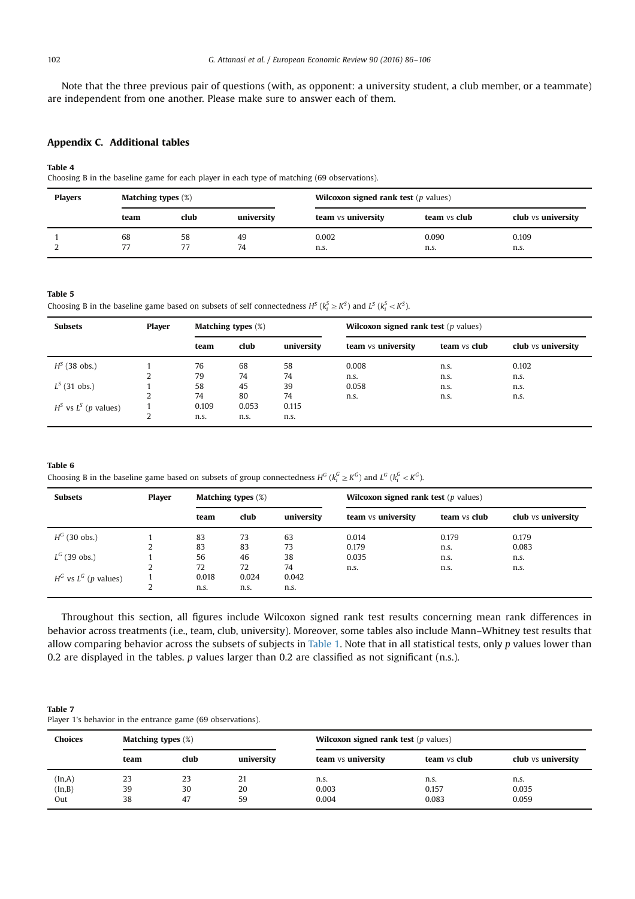Note that the three previous pair of questions (with, as opponent: a university student, a club member, or a teammate) are independent from one another. Please make sure to answer each of them.

## Appendix C. Additional tables

**Table 4**
Choosing B in the baseline game for each player in each type of matching (69 observations).

| Players | Matching types (%) | | | Wilcoxon signed rank test (*p* values) | | |
|---|---|---|---|---|---|---|
| | team | club | university | team vs university | team vs club | club vs university |
| 1 | 68 | 58 | 49 | 0.002 | 0.090 | 0.109 |
| 2 | 77 | 77 | 74 | n.s. | n.s. | n.s. |

**Table 5**
Choosing B in the baseline game based on subsets of self connectedness $H^S$ ($k_i^S \geq K^S$) and $L^S$ ($k_i^S < K^S$).

| Subsets | Player | Matching types (%) | | | Wilcoxon signed rank test (*p* values) | | |
|---|---|---|---|---|---|---|---|
| | | team | club | university | team vs university | team vs club | club vs university |
| $H^S$ (38 obs.) | 1 | 76 | 68 | 58 | 0.008 | n.s. | 0.102 |
| | 2 | 79 | 74 | 74 | n.s. | n.s. | n.s. |
| $L^S$ (31 obs.) | 1 | 58 | 45 | 39 | 0.058 | n.s. | n.s. |
| | 2 | 74 | 80 | 74 | n.s. | n.s. | n.s. |
| $H^S$ vs $L^S$ (*p* values) | 1 | 0.109 | 0.053 | 0.115 | | | |
| | 2 | n.s. | n.s. | n.s. | | | |

**Table 6**
Choosing B in the baseline game based on subsets of group connectedness $H^G$ ($k_i^G \geq K^G$) and $L^G$ ($k_i^G < K^G$).

| Subsets | Player | Matching types (%) | | | Wilcoxon signed rank test (*p* values) | | |
|---|---|---|---|---|---|---|---|
| | | team | club | university | team vs university | team vs club | club vs university |
| $H^G$ (30 obs.) | 1 | 83 | 73 | 63 | 0.014 | 0.179 | 0.179 |
| | 2 | 83 | 83 | 73 | 0.179 | n.s. | 0.083 |
| $L^G$ (39 obs.) | 1 | 56 | 46 | 38 | 0.035 | n.s. | n.s. |
| | 2 | 72 | 72 | 74 | n.s. | n.s. | n.s. |
| $H^G$ vs $L^G$ (*p* values) | 1 | 0.018 | 0.024 | 0.042 | | | |
| | 2 | n.s. | n.s. | n.s. | | | |

Throughout this section, all figures include Wilcoxon signed rank test results concerning mean rank differences in behavior across treatments (i.e., team, club, university). Moreover, some tables also include Mann–Whitney test results that allow comparing behavior across the subsets of subjects in Table 1. Note that in all statistical tests, only *p* values lower than 0.2 are displayed in the tables. *p* values larger than 0.2 are classified as not significant (n.s.).

**Table 7**
Player 1's behavior in the entrance game (69 observations).

| Choices | Matching types (%) | | | Wilcoxon signed rank test (*p* values) | | |
|---|---|---|---|---|---|---|
| | team | club | university | team vs university | team vs club | club vs university |
| (In,A) | 23 | 23 | 21 | n.s. | n.s. | n.s. |
| (In,B) | 39 | 30 | 20 | 0.003 | 0.157 | 0.035 |
| Out | 38 | 47 | 59 | 0.004 | 0.083 | 0.059 |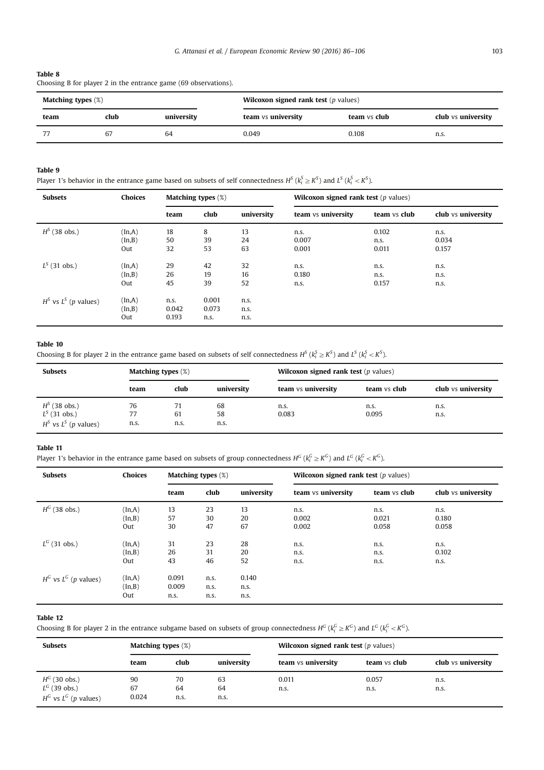**Table 8**
Choosing B for player 2 in the entrance game (69 observations).

| Matching types (%) | | | Wilcoxon signed rank test (*p* values) | | |
|---|---|---|---|---|---|
| team | club | university | team vs university | team vs club | club vs university |
| 77 | 67 | 64 | 0.049 | 0.108 | n.s. |

**Table 9**
Player 1's behavior in the entrance game based on subsets of self connectedness $H^S$ ($k_i^S \geq K^S$) and $L^S$ ($k_i^S < K^S$).

| Subsets | Choices | Matching types (%) | | | Wilcoxon signed rank test (*p* values) | | |
|---|---|---|---|---|---|---|---|
| | | team | club | university | team vs university | team vs club | club vs university |
| $H^S$ (38 obs.) | (In,A) | 18 | 8 | 13 | n.s. | 0.102 | n.s. |
| | (In,B) | 50 | 39 | 24 | 0.007 | n.s. | 0.034 |
| | Out | 32 | 53 | 63 | 0.001 | 0.011 | 0.157 |
| $L^S$ (31 obs.) | (In,A) | 29 | 42 | 32 | n.s. | n.s. | n.s. |
| | (In,B) | 26 | 19 | 16 | 0.180 | n.s. | n.s. |
| | Out | 45 | 39 | 52 | n.s. | 0.157 | n.s. |
| $H^S$ vs $L^S$ (*p* values) | (In,A) | n.s. | 0.001 | n.s. | | | |
| | (In,B) | 0.042 | 0.073 | n.s. | | | |
| | Out | 0.193 | n.s. | n.s. | | | |

**Table 10**
Choosing B for player 2 in the entrance game based on subsets of self connectedness $H^S$ ($k_i^S \geq K^S$) and $L^S$ ($k_i^S < K^S$).

| Subsets | Matching types (%) | | | Wilcoxon signed rank test (*p* values) | | |
|---|---|---|---|---|---|---|
| | team | club | university | team vs university | team vs club | club vs university |
| $H^S$ (38 obs.) | 76 | 71 | 68 | n.s. | n.s. | n.s. |
| $L^S$ (31 obs.) | 77 | 61 | 58 | 0.083 | 0.095 | n.s. |
| $H^S$ vs $L^S$ (*p* values) | n.s. | n.s. | n.s. | | | |

**Table 11**
Player 1's behavior in the entrance game based on subsets of group connectedness $H^G$ ($k_i^G \geq K^G$) and $L^G$ ($k_i^G < K^G$).

| Subsets | Choices | Matching types (%) | | | Wilcoxon signed rank test (*p* values) | | |
|---|---|---|---|---|---|---|---|
| | | team | club | university | team vs university | team vs club | club vs university |
| $H^G$ (38 obs.) | (In,A) | 13 | 23 | 13 | n.s. | n.s. | n.s. |
| | (In,B) | 57 | 30 | 20 | 0.002 | 0.021 | 0.180 |
| | Out | 30 | 47 | 67 | 0.002 | 0.058 | 0.058 |
| $L^G$ (31 obs.) | (In,A) | 31 | 23 | 28 | n.s. | n.s. | n.s. |
| | (In,B) | 26 | 31 | 20 | n.s. | n.s. | 0.102 |
| | Out | 43 | 46 | 52 | n.s. | n.s. | n.s. |
| $H^G$ vs $L^G$ (*p* values) | (In,A) | 0.091 | n.s. | 0.140 | | | |
| | (In,B) | 0.009 | n.s. | n.s. | | | |
| | Out | n.s. | n.s. | n.s. | | | |

**Table 12**
Choosing B for player 2 in the entrance subgame based on subsets of group connectedness $H^G$ ($k_i^G \geq K^G$) and $L^G$ ($k_i^G < K^G$).

| Subsets | Matching types (%) | | | Wilcoxon signed rank test (*p* values) | | |
|---|---|---|---|---|---|---|
| | team | club | university | team vs university | team vs club | club vs university |
| $H^G$ (30 obs.) | 90 | 70 | 63 | 0.011 | 0.057 | n.s. |
| $L^G$ (39 obs.) | 67 | 64 | 64 | n.s. | n.s. | n.s. |
| $H^G$ vs $L^G$ (*p* values) | 0.024 | n.s. | n.s. | | | |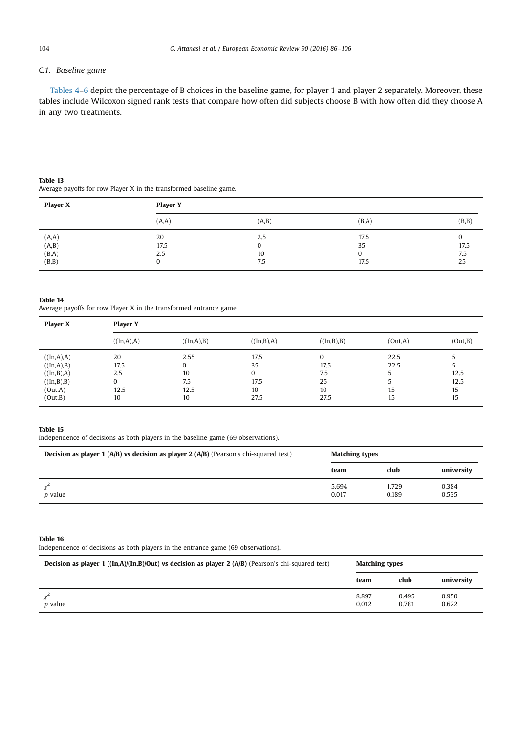### C.1. Baseline game

Tables 4–6 depict the percentage of B choices in the baseline game, for player 1 and player 2 separately. Moreover, these tables include Wilcoxon signed rank tests that compare how often did subjects choose B with how often did they choose A in any two treatments.

**Table 13**
Average payoffs for row Player X in the transformed baseline game.

| **Player X** | **Player Y** | | | |
|---|---|---|---|---|
| | (A,A) | (A,B) | (B,A) | (B,B) |
| (A,A) | 20 | 2.5 | 17.5 | 0 |
| (A,B) | 17.5 | 0 | 35 | 17.5 |
| (B,A) | 2.5 | 10 | 0 | 7.5 |
| (B,B) | 0 | 7.5 | 17.5 | 25 |

**Table 14**
Average payoffs for row Player X in the transformed entrance game.

| **Player X** | **Player Y** | | | | | |
|---|---|---|---|---|---|---|
| | ((In,A),A) | ((In,A),B) | ((In,B),A) | ((In,B),B) | (Out,A) | (Out,B) |
| ((In,A),A) | 20 | 2.55 | 17.5 | 0 | 22.5 | 5 |
| ((In,A),B) | 17.5 | 0 | 35 | 17.5 | 22.5 | 5 |
| ((In,B),A) | 2.5 | 10 | 0 | 7.5 | 5 | 12.5 |
| ((In,B),B) | 0 | 7.5 | 17.5 | 25 | 5 | 12.5 |
| (Out,A) | 12.5 | 12.5 | 10 | 10 | 15 | 15 |
| (Out,B) | 10 | 10 | 27.5 | 27.5 | 15 | 15 |

**Table 15**
Independence of decisions as both players in the baseline game (69 observations).

| **Decision as player 1 (A/B) vs decision as player 2 (A/B)** (Pearson's chi-squared test) | **Matching types** | | |
|---|---|---|---|
| | **team** | **club** | **university** |
| $\chi^2$ | 5.694 | 1.729 | 0.384 |
| $p$ value | 0.017 | 0.189 | 0.535 |

**Table 16**
Independence of decisions as both players in the entrance game (69 observations).

| **Decision as player 1 ((In,A)/(In,B)/Out) vs decision as player 2 (A/B)** (Pearson's chi-squared test) | **Matching types** | | |
|---|---|---|---|
| | **team** | **club** | **university** |
| $\chi^2$ | 8.897 | 0.495 | 0.950 |
| $p$ value | 0.012 | 0.781 | 0.622 |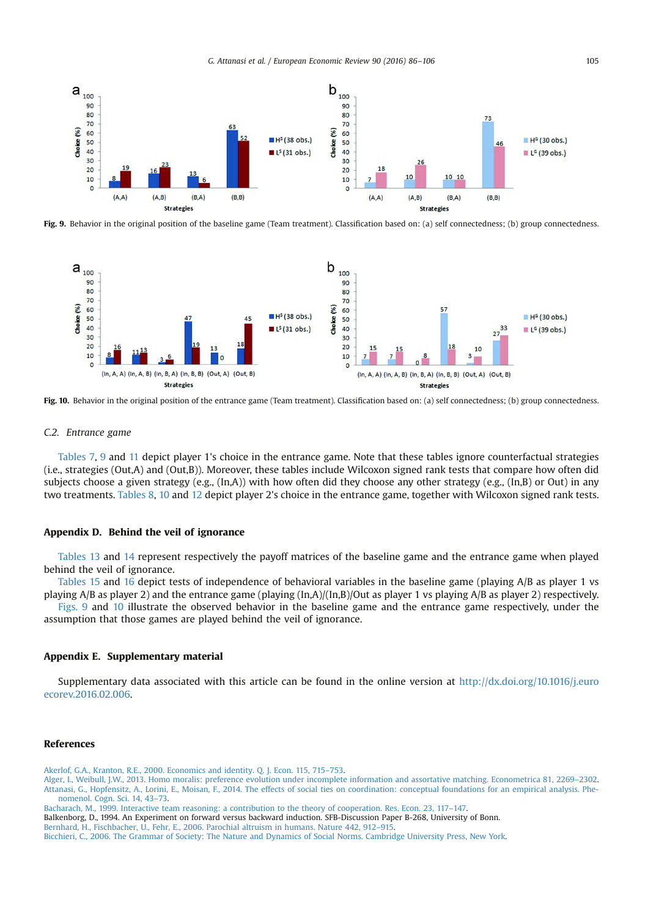**Fig. 9.** Behavior in the original position of the baseline game (Team treatment). Classification based on: (a) self connectedness; (b) group connectedness.

**Fig. 10.** Behavior in the original position of the entrance game (Team treatment). Classification based on: (a) self connectedness; (b) group connectedness.

### C.2. *Entrance game*

Tables 7, 9 and 11 depict player 1's choice in the entrance game. Note that these tables ignore counterfactual strategies (i.e., strategies (Out,A) and (Out,B)). Moreover, these tables include Wilcoxon signed rank tests that compare how often did subjects choose a given strategy (e.g., (In,A)) with how often did they choose any other strategy (e.g., (In,B) or Out) in any two treatments. Tables 8, 10 and 12 depict player 2's choice in the entrance game, together with Wilcoxon signed rank tests.

## Appendix D. Behind the veil of ignorance

Tables 13 and 14 represent respectively the payoff matrices of the baseline game and the entrance game when played behind the veil of ignorance.

Tables 15 and 16 depict tests of independence of behavioral variables in the baseline game (playing A/B as player 1 vs playing A/B as player 2) and the entrance game (playing (In,A)/(In,B)/Out as player 1 vs playing A/B as player 2) respectively.

Figs. 9 and 10 illustrate the observed behavior in the baseline game and the entrance game respectively, under the assumption that those games are played behind the veil of ignorance.

## Appendix E. Supplementary material

Supplementary data associated with this article can be found in the online version at http://dx.doi.org/10.1016/j.euroecorev.2016.02.006.

## References

Akerlof, G.A., Kranton, R.E., 2000. Economics and identity. Q. J. Econ. 115, 715–753.
Alger, I., Weibull, J.W., 2013. Homo moralis: preference evolution under incomplete information and assortative matching. Econometrica 81, 2269–2302.
Attanasi, G., Hopfensitz, A., Lorini, E., Moisan, F., 2014. The effects of social ties on coordination: conceptual foundations for an empirical analysis. Phenomenol. Cogn. Sci. 14, 43–73.
Bacharach, M., 1999. Interactive team reasoning: a contribution to the theory of cooperation. Res. Econ. 23, 117–147.
Balkenborg, D., 1994. An Experiment on forward versus backward induction. SFB-Discussion Paper B-268, University of Bonn.
Bernhard, H., Fischbacher, U., Fehr, E., 2006. Parochial altruism in humans. Nature 442, 912–915.
Bicchieri, C., 2006. The Grammar of Society: The Nature and Dynamics of Social Norms. Cambridge University Press, New York.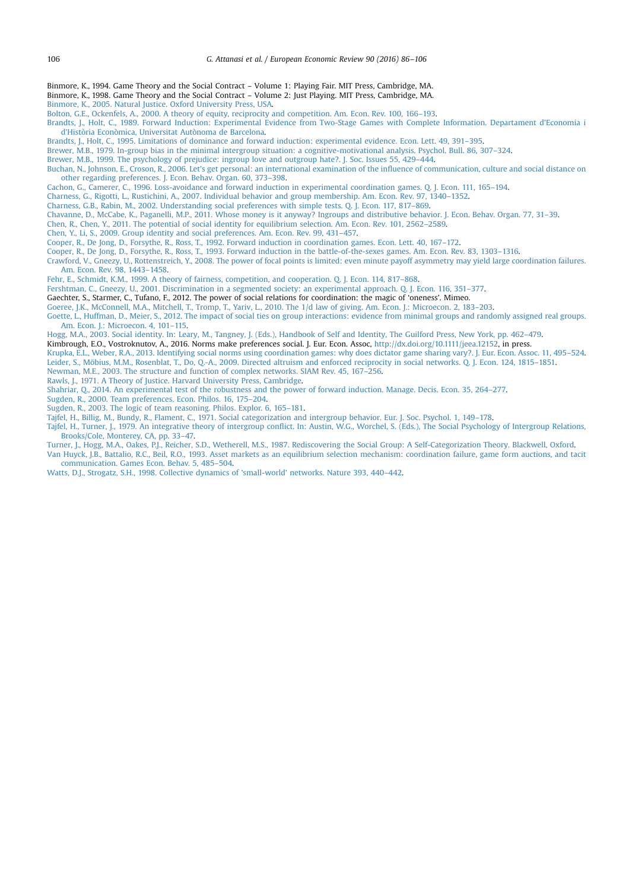Binmore, K., 1994. Game Theory and the Social Contract – Volume 1: Playing Fair. MIT Press, Cambridge, MA.

Binmore, K., 1998. Game Theory and the Social Contract – Volume 2: Just Playing. MIT Press, Cambridge, MA.

Binmore, K., 2005. Natural Justice. Oxford University Press, USA.

Bolton, G.E., Ockenfels, A., 2000. A theory of equity, reciprocity and competition. Am. Econ. Rev. 100, 166–193.

Brandts, J., Holt, C., 1989. Forward Induction: Experimental Evidence from Two-Stage Games with Complete Information. Departament d'Economia i d'Història Econòmica, Universitat Autònoma de Barcelona.

Brandts, J., Holt, C., 1995. Limitations of dominance and forward induction: experimental evidence. Econ. Lett. 49, 391–395.

Brewer, M.B., 1979. In-group bias in the minimal intergroup situation: a cognitive-motivational analysis. Psychol. Bull. 86, 307–324.

Brewer, M.B., 1999. The psychology of prejudice: ingroup love and outgroup hate?. J. Soc. Issues 55, 429–444.

Buchan, N., Johnson, E., Croson, R., 2006. Let's get personal: an international examination of the influence of communication, culture and social distance on other regarding preferences. J. Econ. Behav. Organ. 60, 373–398.

Cachon, G., Camerer, C., 1996. Loss-avoidance and forward induction in experimental coordination games. Q. J. Econ. 111, 165–194.

Charness, G., Rigotti, L., Rustichini, A., 2007. Individual behavior and group membership. Am. Econ. Rev. 97, 1340–1352.

Charness, G.B., Rabin, M., 2002. Understanding social preferences with simple tests. Q. J. Econ. 117, 817–869.

Chavanne, D., McCabe, K., Paganelli, M.P., 2011. Whose money is it anyway? Ingroups and distributive behavior. J. Econ. Behav. Organ. 77, 31–39.

Chen, R., Chen, Y., 2011. The potential of social identity for equilibrium selection. Am. Econ. Rev. 101, 2562–2589.

Chen, Y., Li, S., 2009. Group identity and social preferences. Am. Econ. Rev. 99, 431–457.

Cooper, R., De Jong, D., Forsythe, R., Ross, T., 1992. Forward induction in coordination games. Econ. Lett. 40, 167–172.

Cooper, R., De Jong, D., Forsythe, R., Ross, T., 1993. Forward induction in the battle-of-the-sexes games. Am. Econ. Rev. 83, 1303–1316.

Crawford, V., Gneezy, U., Rottenstreich, Y., 2008. The power of focal points is limited: even minute payoff asymmetry may yield large coordination failures. Am. Econ. Rev. 98, 1443–1458.

Fehr, E., Schmidt, K.M., 1999. A theory of fairness, competition, and cooperation. Q. J. Econ. 114, 817–868.

Fershtman, C., Gneezy, U., 2001. Discrimination in a segmented society: an experimental approach. Q. J. Econ. 116, 351–377.

Gaechter, S., Starmer, C., Tufano, F., 2012. The power of social relations for coordination: the magic of 'oneness'. Mimeo.

Goeree, J.K., McConnell, M.A., Mitchell, T., Tromp, T., Yariv, L., 2010. The 1/d law of giving. Am. Econ. J.: Microecon. 2, 183–203.

Goette, L., Huffman, D., Meier, S., 2012. The impact of social ties on group interactions: evidence from minimal groups and randomly assigned real groups. Am. Econ. J.: Microecon. 4, 101–115.

Hogg, M.A., 2003. Social identity. In: Leary, M., Tangney, J. (Eds.), Handbook of Self and Identity, The Guilford Press, New York, pp. 462–479.

Kimbrough, E.O., Vostroknutov, A., 2016. Norms make preferences social. J. Eur. Econ. Assoc, http://dx.doi.org/10.1111/jeea.12152, in press.

Krupka, E.L., Weber, R.A., 2013. Identifying social norms using coordination games: why does dictator game sharing vary?. J. Eur. Econ. Assoc. 11, 495–524.

Leider, S., Möbius, M.M., Rosenblat, T., Do, Q.-A., 2009. Directed altruism and enforced reciprocity in social networks. Q. J. Econ. 124, 1815–1851.

Newman, M.E., 2003. The structure and function of complex networks. SIAM Rev. 45, 167–256.

Rawls, J., 1971. A Theory of Justice. Harvard University Press, Cambridge.

Shahriar, Q., 2014. An experimental test of the robustness and the power of forward induction. Manage. Decis. Econ. 35, 264–277.

Sugden, R., 2000. Team preferences. Econ. Philos. 16, 175–204.

Sugden, R., 2003. The logic of team reasoning. Philos. Explor. 6, 165–181.

Tajfel, H., Billig, M., Bundy, R., Flament, C., 1971. Social categorization and intergroup behavior. Eur. J. Soc. Psychol. 1, 149–178.

Tajfel, H., Turner, J., 1979. An integrative theory of intergroup conflict. In: Austin, W.G., Worchel, S. (Eds.), The Social Psychology of Intergroup Relations, Brooks/Cole, Monterey, CA, pp. 33–47.

Turner, J., Hogg, M.A., Oakes, P.J., Reicher, S.D., Wetherell, M.S., 1987. Rediscovering the Social Group: A Self-Categorization Theory. Blackwell, Oxford.

Van Huyck, J.B., Battalio, R.C., Beil, R.O., 1993. Asset markets as an equilibrium selection mechanism: coordination failure, game form auctions, and tacit communication. Games Econ. Behav. 5, 485–504.

Watts, D.J., Strogatz, S.H., 1998. Collective dynamics of 'small-world' networks. Nature 393, 440–442.